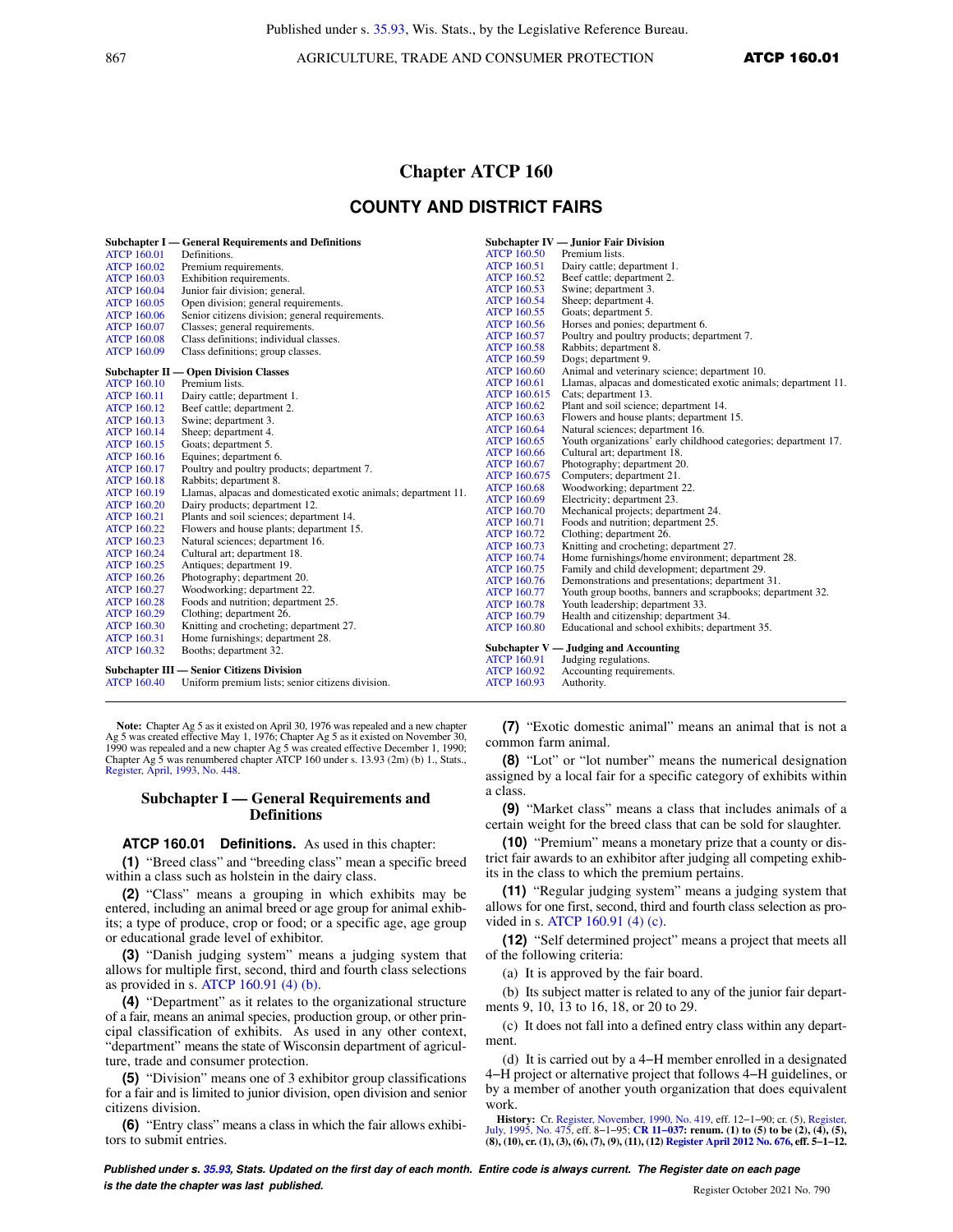# Chapter ATCP 160

## COUNTY AND DISTRICT FAIRS

**Subchapter I — General Requirements and Definitions**

| | |
|---|---|
| ATCP 160.01 | Definitions. |
| ATCP 160.02 | Premium requirements. |
| ATCP 160.03 | Exhibition requirements. |
| ATCP 160.04 | Junior fair division; general. |
| ATCP 160.05 | Open division; general requirements. |
| ATCP 160.06 | Senior citizens division; general requirements. |
| ATCP 160.07 | Classes; general requirements. |
| ATCP 160.08 | Class definitions; individual classes. |
| ATCP 160.09 | Class definitions; group classes. |

**Subchapter II — Open Division Classes**

| | |
|---|---|
| ATCP 160.10 | Premium lists. |
| ATCP 160.11 | Dairy cattle; department 1. |
| ATCP 160.12 | Beef cattle; department 2. |
| ATCP 160.13 | Swine; department 3. |
| ATCP 160.14 | Sheep; department 4. |
| ATCP 160.15 | Goats; department 5. |
| ATCP 160.16 | Equines; department 6. |
| ATCP 160.17 | Poultry and poultry products; department 7. |
| ATCP 160.18 | Rabbits; department 8. |
| ATCP 160.19 | Llamas, alpacas and domesticated exotic animals; department 11. |
| ATCP 160.20 | Dairy products; department 12. |
| ATCP 160.21 | Plants and soil sciences; department 14. |
| ATCP 160.22 | Flowers and house plants; department 15. |
| ATCP 160.23 | Natural sciences; department 16. |
| ATCP 160.24 | Cultural art; department 18. |
| ATCP 160.25 | Antiques; department 19. |
| ATCP 160.26 | Photography; department 20. |
| ATCP 160.27 | Woodworking; department 22. |
| ATCP 160.28 | Foods and nutrition; department 25. |
| ATCP 160.29 | Clothing; department 26. |
| ATCP 160.30 | Knitting and crocheting; department 27. |
| ATCP 160.31 | Home furnishings; department 28. |
| ATCP 160.32 | Booths; department 32. |

**Subchapter III — Senior Citizens Division**

| | |
|---|---|
| ATCP 160.40 | Uniform premium lists; senior citizens division. |

**Subchapter IV — Junior Fair Division**

| | |
|---|---|
| ATCP 160.50 | Premium lists. |
| ATCP 160.51 | Dairy cattle; department 1. |
| ATCP 160.52 | Beef cattle; department 2. |
| ATCP 160.53 | Swine; department 3. |
| ATCP 160.54 | Sheep; department 4. |
| ATCP 160.55 | Goats; department 5. |
| ATCP 160.56 | Horses and ponies; department 6. |
| ATCP 160.57 | Poultry and poultry products; department 7. |
| ATCP 160.58 | Rabbits; department 8. |
| ATCP 160.59 | Dogs; department 9. |
| ATCP 160.60 | Animal and veterinary science; department 10. |
| ATCP 160.61 | Llamas, alpacas and domesticated exotic animals; department 11. |
| ATCP 160.615 | Cats; department 13. |
| ATCP 160.62 | Plant and soil science; department 14. |
| ATCP 160.63 | Flowers and house plants; department 15. |
| ATCP 160.64 | Natural sciences; department 16. |
| ATCP 160.65 | Youth organizations' early childhood categories; department 17. |
| ATCP 160.66 | Cultural art; department 18. |
| ATCP 160.67 | Photography; department 20. |
| ATCP 160.675 | Computers; department 21. |
| ATCP 160.68 | Woodworking; department 22. |
| ATCP 160.69 | Electricity; department 23. |
| ATCP 160.70 | Mechanical projects; department 24. |
| ATCP 160.71 | Foods and nutrition; department 25. |
| ATCP 160.72 | Clothing; department 26. |
| ATCP 160.73 | Knitting and crocheting; department 27. |
| ATCP 160.74 | Home furnishings/home environment; department 28. |
| ATCP 160.75 | Family and child development; department 29. |
| ATCP 160.76 | Demonstrations and presentations; department 31. |
| ATCP 160.77 | Youth group booths, banners and scrapbooks; department 32. |
| ATCP 160.78 | Youth leadership; department 33. |
| ATCP 160.79 | Health and citizenship; department 34. |
| ATCP 160.80 | Educational and school exhibits; department 35. |

**Subchapter V — Judging and Accounting**

| | |
|---|---|
| ATCP 160.91 | Judging regulations. |
| ATCP 160.92 | Accounting requirements. |
| ATCP 160.93 | Authority. |

**Note:** Chapter Ag 5 as it existed on April 30, 1976 was repealed and a new chapter Ag 5 was created effective May 1, 1976; Chapter Ag 5 as it existed on November 30, 1990 was repealed and a new chapter Ag 5 was created effective December 1, 1990; Chapter Ag 5 was renumbered chapter ATCP 160 under s. 13.93 (2m) (b) 1., Stats., Register, April, 1993, No. 448.

### Subchapter I — General Requirements and Definitions

**ATCP 160.01 Definitions.** As used in this chapter:

**(1)** "Breed class" and "breeding class" mean a specific breed within a class such as holstein in the dairy class.

**(2)** "Class" means a grouping in which exhibits may be entered, including an animal breed or age group for animal exhibits; a type of produce, crop or food; or a specific age, age group or educational grade level of exhibitor.

**(3)** "Danish judging system" means a judging system that allows for multiple first, second, third and fourth class selections as provided in s. ATCP 160.91 (4) (b).

**(4)** "Department" as it relates to the organizational structure of a fair, means an animal species, production group, or other principal classification of exhibits. As used in any other context, "department" means the state of Wisconsin department of agriculture, trade and consumer protection.

**(5)** "Division" means one of 3 exhibitor group classifications for a fair and is limited to junior division, open division and senior citizens division.

**(6)** "Entry class" means a class in which the fair allows exhibitors to submit entries.

**(7)** "Exotic domestic animal" means an animal that is not a common farm animal.

**(8)** "Lot" or "lot number" means the numerical designation assigned by a local fair for a specific category of exhibits within a class.

**(9)** "Market class" means a class that includes animals of a certain weight for the breed class that can be sold for slaughter.

**(10)** "Premium" means a monetary prize that a county or district fair awards to an exhibitor after judging all competing exhibits in the class to which the premium pertains.

**(11)** "Regular judging system" means a judging system that allows for one first, second, third and fourth class selection as provided in s. ATCP 160.91 (4) (c).

**(12)** "Self determined project" means a project that meets all of the following criteria:

(a) It is approved by the fair board.

(b) Its subject matter is related to any of the junior fair departments 9, 10, 13 to 16, 18, or 20 to 29.

(c) It does not fall into a defined entry class within any department.

(d) It is carried out by a 4−H member enrolled in a designated 4−H project or alternative project that follows 4−H guidelines, or by a member of another youth organization that does equivalent work.

**History:** Cr. Register, November, 1990, No. 419, eff. 12−1−90; cr. (5), Register, July, 1995, No. 475, eff. 8−1−95; **CR 11−037: renum. (1) to (5) to be (2), (4), (5), (8), (10), cr. (1), (3), (6), (7), (9), (11), (12) Register April 2012 No. 676, eff. 5−1−12.**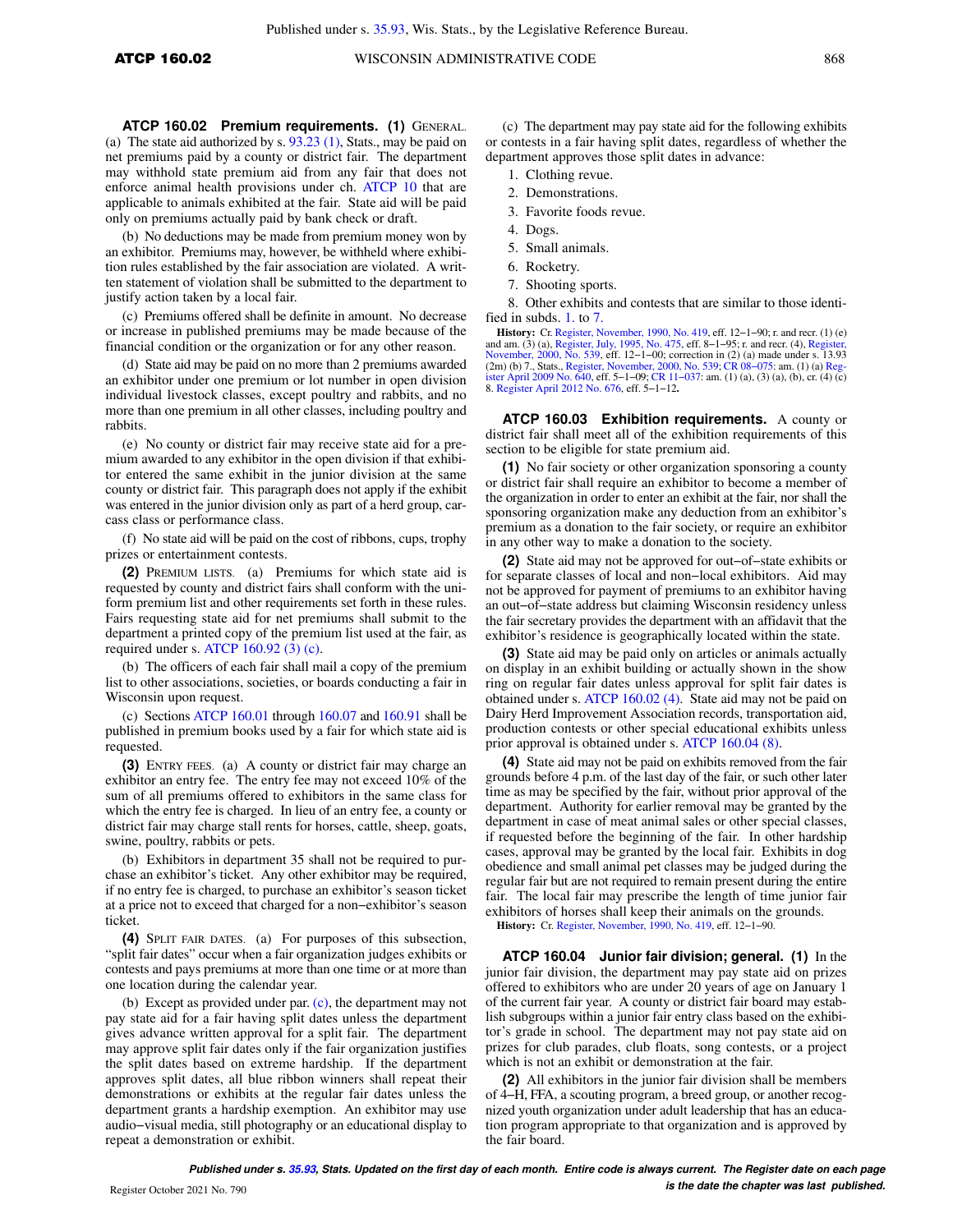**ATCP 160.02 Premium requirements. (1)** GENERAL. (a) The state aid authorized by s. 93.23 (1), Stats., may be paid on net premiums paid by a county or district fair. The department may withhold state premium aid from any fair that does not enforce animal health provisions under ch. ATCP 10 that are applicable to animals exhibited at the fair. State aid will be paid only on premiums actually paid by bank check or draft.

(b) No deductions may be made from premium money won by an exhibitor. Premiums may, however, be withheld where exhibition rules established by the fair association are violated. A written statement of violation shall be submitted to the department to justify action taken by a local fair.

(c) Premiums offered shall be definite in amount. No decrease or increase in published premiums may be made because of the financial condition or the organization or for any other reason.

(d) State aid may be paid on no more than 2 premiums awarded an exhibitor under one premium or lot number in open division individual livestock classes, except poultry and rabbits, and no more than one premium in all other classes, including poultry and rabbits.

(e) No county or district fair may receive state aid for a premium awarded to any exhibitor in the open division if that exhibitor entered the same exhibit in the junior division at the same county or district fair. This paragraph does not apply if the exhibit was entered in the junior division only as part of a herd group, carcass class or performance class.

(f) No state aid will be paid on the cost of ribbons, cups, trophy prizes or entertainment contests.

**(2)** PREMIUM LISTS. (a) Premiums for which state aid is requested by county and district fairs shall conform with the uniform premium list and other requirements set forth in these rules. Fairs requesting state aid for net premiums shall submit to the department a printed copy of the premium list used at the fair, as required under s. ATCP 160.92 (3) (c).

(b) The officers of each fair shall mail a copy of the premium list to other associations, societies, or boards conducting a fair in Wisconsin upon request.

(c) Sections ATCP 160.01 through 160.07 and 160.91 shall be published in premium books used by a fair for which state aid is requested.

**(3)** ENTRY FEES. (a) A county or district fair may charge an exhibitor an entry fee. The entry fee may not exceed 10% of the sum of all premiums offered to exhibitors in the same class for which the entry fee is charged. In lieu of an entry fee, a county or district fair may charge stall rents for horses, cattle, sheep, goats, swine, poultry, rabbits or pets.

(b) Exhibitors in department 35 shall not be required to purchase an exhibitor's ticket. Any other exhibitor may be required, if no entry fee is charged, to purchase an exhibitor's season ticket at a price not to exceed that charged for a non−exhibitor's season ticket.

**(4)** SPLIT FAIR DATES. (a) For purposes of this subsection, "split fair dates" occur when a fair organization judges exhibits or contests and pays premiums at more than one time or at more than one location during the calendar year.

(b) Except as provided under par. (c), the department may not pay state aid for a fair having split dates unless the department gives advance written approval for a split fair. The department may approve split fair dates only if the fair organization justifies the split dates based on extreme hardship. If the department approves split dates, all blue ribbon winners shall repeat their demonstrations or exhibits at the regular fair dates unless the department grants a hardship exemption. An exhibitor may use audio−visual media, still photography or an educational display to repeat a demonstration or exhibit.

(c) The department may pay state aid for the following exhibits or contests in a fair having split dates, regardless of whether the department approves those split dates in advance:

1. Clothing revue.
2. Demonstrations.
3. Favorite foods revue.
4. Dogs.
5. Small animals.
6. Rocketry.
7. Shooting sports.
8. Other exhibits and contests that are similar to those identified in subds. 1. to 7.

**History:** Cr. Register, November, 1990, No. 419, eff. 12−1−90; r. and recr. (1) (e) and am. (3) (a), Register, July, 1995, No. 475, eff. 8−1−95; r. and recr. (4), Register, November, 2000, No. 539, eff. 12−1−00; correction in (2) (a) made under s. 13.93 (2m) (b) 7., Stats., Register, November, 2000, No. 539; CR 08−075: am. (1) (a) Register April 2009 No. 640, eff. 5−1−09; CR 11−037: am. (1) (a), (3) (a), (b), cr. (4) (c) 8. Register April 2012 No. 676, eff. 5−1−12.

**ATCP 160.03 Exhibition requirements.** A county or district fair shall meet all of the exhibition requirements of this section to be eligible for state premium aid.

**(1)** No fair society or other organization sponsoring a county or district fair shall require an exhibitor to become a member of the organization in order to enter an exhibit at the fair, nor shall the sponsoring organization make any deduction from an exhibitor's premium as a donation to the fair society, or require an exhibitor in any other way to make a donation to the society.

**(2)** State aid may not be approved for out−of−state exhibits or for separate classes of local and non−local exhibitors. Aid may not be approved for payment of premiums to an exhibitor having an out−of−state address but claiming Wisconsin residency unless the fair secretary provides the department with an affidavit that the exhibitor's residence is geographically located within the state.

**(3)** State aid may be paid only on articles or animals actually on display in an exhibit building or actually shown in the show ring on regular fair dates unless approval for split fair dates is obtained under s. ATCP 160.02 (4). State aid may not be paid on Dairy Herd Improvement Association records, transportation aid, production contests or other special educational exhibits unless prior approval is obtained under s. ATCP 160.04 (8).

**(4)** State aid may not be paid on exhibits removed from the fair grounds before 4 p.m. of the last day of the fair, or such other later time as may be specified by the fair, without prior approval of the department. Authority for earlier removal may be granted by the department in case of meat animal sales or other special classes, if requested before the beginning of the fair. In other hardship cases, approval may be granted by the local fair. Exhibits in dog obedience and small animal pet classes may be judged during the regular fair but are not required to remain present during the entire fair. The local fair may prescribe the length of time junior fair exhibitors of horses shall keep their animals on the grounds.

**History:** Cr. Register, November, 1990, No. 419, eff. 12−1−90.

**ATCP 160.04 Junior fair division; general. (1)** In the junior fair division, the department may pay state aid on prizes offered to exhibitors who are under 20 years of age on January 1 of the current fair year. A county or district fair board may establish subgroups within a junior fair entry class based on the exhibitor's grade in school. The department may not pay state aid on prizes for club parades, club floats, song contests, or a project which is not an exhibit or demonstration at the fair.

**(2)** All exhibitors in the junior fair division shall be members of 4−H, FFA, a scouting program, a breed group, or another recognized youth organization under adult leadership that has an education program appropriate to that organization and is approved by the fair board.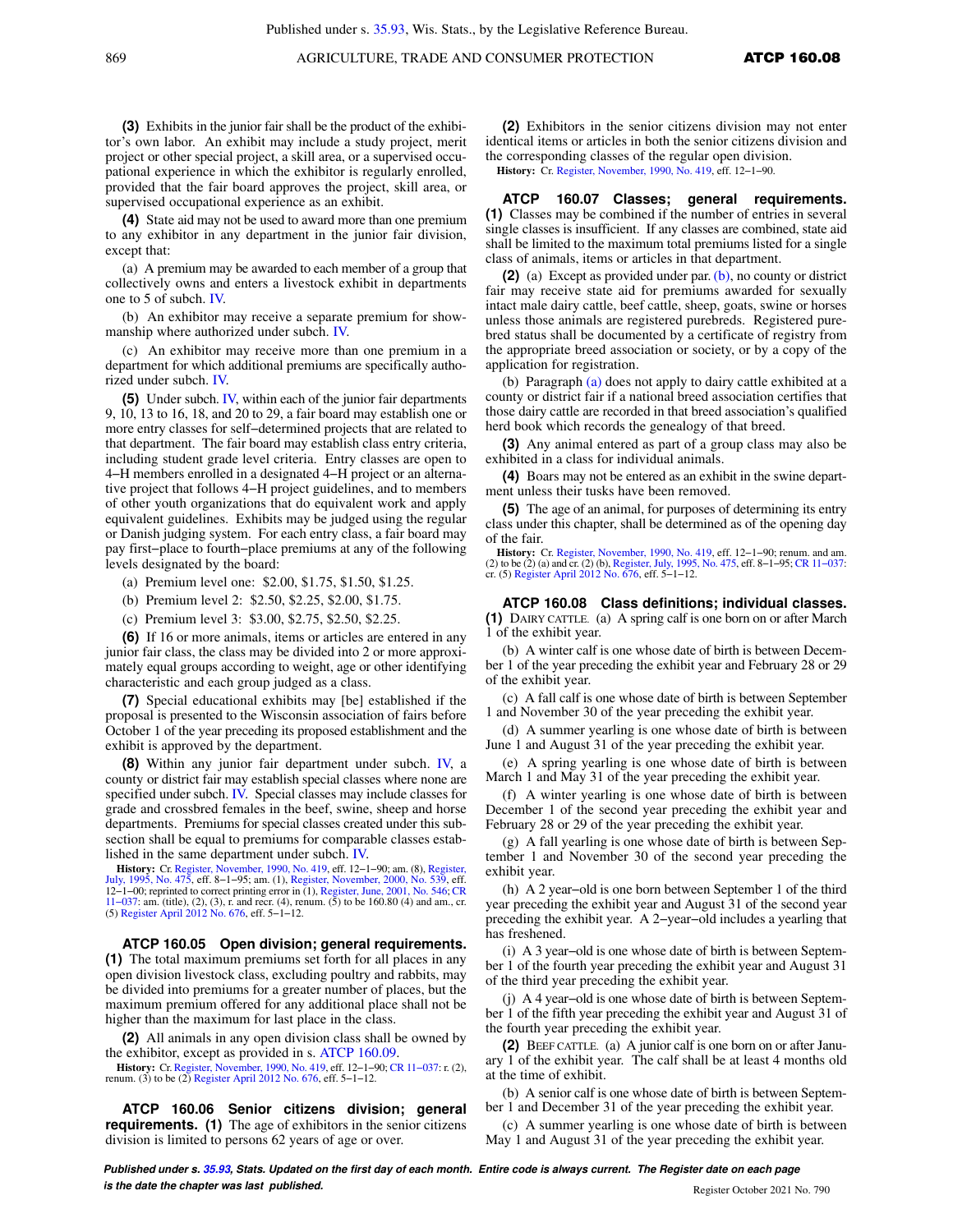**(3)** Exhibits in the junior fair shall be the product of the exhibitor's own labor. An exhibit may include a study project, merit project or other special project, a skill area, or a supervised occupational experience in which the exhibitor is regularly enrolled, provided that the fair board approves the project, skill area, or supervised occupational experience as an exhibit.

**(4)** State aid may not be used to award more than one premium to any exhibitor in any department in the junior fair division, except that:

(a) A premium may be awarded to each member of a group that collectively owns and enters a livestock exhibit in departments one to 5 of subch. IV.

(b) An exhibitor may receive a separate premium for showmanship where authorized under subch. IV.

(c) An exhibitor may receive more than one premium in a department for which additional premiums are specifically authorized under subch. IV.

**(5)** Under subch. IV, within each of the junior fair departments 9, 10, 13 to 16, 18, and 20 to 29, a fair board may establish one or more entry classes for self−determined projects that are related to that department. The fair board may establish class entry criteria, including student grade level criteria. Entry classes are open to 4−H members enrolled in a designated 4−H project or an alternative project that follows 4−H project guidelines, and to members of other youth organizations that do equivalent work and apply equivalent guidelines. Exhibits may be judged using the regular or Danish judging system. For each entry class, a fair board may pay first−place to fourth−place premiums at any of the following levels designated by the board:

(a) Premium level one: $2.00, $1.75, $1.50, $1.25.

(b) Premium level 2: $2.50, $2.25, $2.00, $1.75.

(c) Premium level 3: $3.00, $2.75, $2.50, $2.25.

**(6)** If 16 or more animals, items or articles are entered in any junior fair class, the class may be divided into 2 or more approximately equal groups according to weight, age or other identifying characteristic and each group judged as a class.

**(7)** Special educational exhibits may [be] established if the proposal is presented to the Wisconsin association of fairs before October 1 of the year preceding its proposed establishment and the exhibit is approved by the department.

**(8)** Within any junior fair department under subch. IV, a county or district fair may establish special classes where none are specified under subch. IV. Special classes may include classes for grade and crossbred females in the beef, swine, sheep and horse departments. Premiums for special classes created under this subsection shall be equal to premiums for comparable classes established in the same department under subch. IV.

**History:** Cr. Register, November, 1990, No. 419, eff. 12−1−90; am. (8), Register, July, 1995, No. 475, eff. 8−1−95; am. (1), Register, November, 2000, No. 539, eff. 12−1−00; reprinted to correct printing error in (1), Register, June, 2001, No. 546; CR 11−037: am. (title), (2), (3), r. and recr. (4), renum. (5) to be 160.80 (4) and am., cr. (5) Register April 2012 No. 676, eff. 5−1−12.

### ATCP 160.05 Open division; general requirements.

**(1)** The total maximum premiums set forth for all places in any open division livestock class, excluding poultry and rabbits, may be divided into premiums for a greater number of places, but the maximum premium offered for any additional place shall not be higher than the maximum for last place in the class.

**(2)** All animals in any open division class shall be owned by the exhibitor, except as provided in s. ATCP 160.09.

**History:** Cr. Register, November, 1990, No. 419, eff. 12−1−90; CR 11−037: r. (2), renum. (3) to be (2) Register April 2012 No. 676, eff. 5−1−12.

### ATCP 160.06 Senior citizens division; general requirements.

**(1)** The age of exhibitors in the senior citizens division is limited to persons 62 years of age or over.

**(2)** Exhibitors in the senior citizens division may not enter identical items or articles in both the senior citizens division and the corresponding classes of the regular open division.

**History:** Cr. Register, November, 1990, No. 419, eff. 12−1−90.

### ATCP 160.07 Classes; general requirements.

**(1)** Classes may be combined if the number of entries in several single classes is insufficient. If any classes are combined, state aid shall be limited to the maximum total premiums listed for a single class of animals, items or articles in that department.

**(2)** (a) Except as provided under par. (b), no county or district fair may receive state aid for premiums awarded for sexually intact male dairy cattle, beef cattle, sheep, goats, swine or horses unless those animals are registered purebreds. Registered purebred status shall be documented by a certificate of registry from the appropriate breed association or society, or by a copy of the application for registration.

(b) Paragraph (a) does not apply to dairy cattle exhibited at a county or district fair if a national breed association certifies that those dairy cattle are recorded in that breed association's qualified herd book which records the genealogy of that breed.

**(3)** Any animal entered as part of a group class may also be exhibited in a class for individual animals.

**(4)** Boars may not be entered as an exhibit in the swine department unless their tusks have been removed.

**(5)** The age of an animal, for purposes of determining its entry class under this chapter, shall be determined as of the opening day of the fair.

**History:** Cr. Register, November, 1990, No. 419, eff. 12−1−90; renum. and am. (2) to be (2) (a) and cr. (2) (b), Register, July, 1995, No. 475, eff. 8−1−95; CR 11−037: cr. (5) Register April 2012 No. 676, eff. 5−1−12.

### ATCP 160.08 Class definitions; individual classes.

**(1)** DAIRY CATTLE. (a) A spring calf is one born on or after March 1 of the exhibit year.

(b) A winter calf is one whose date of birth is between December 1 of the year preceding the exhibit year and February 28 or 29 of the exhibit year.

(c) A fall calf is one whose date of birth is between September 1 and November 30 of the year preceding the exhibit year.

(d) A summer yearling is one whose date of birth is between June 1 and August 31 of the year preceding the exhibit year.

(e) A spring yearling is one whose date of birth is between March 1 and May 31 of the year preceding the exhibit year.

(f) A winter yearling is one whose date of birth is between December 1 of the second year preceding the exhibit year and February 28 or 29 of the year preceding the exhibit year.

(g) A fall yearling is one whose date of birth is between September 1 and November 30 of the second year preceding the exhibit year.

(h) A 2 year−old is one born between September 1 of the third year preceding the exhibit year and August 31 of the second year preceding the exhibit year. A 2−year−old includes a yearling that has freshened.

(i) A 3 year−old is one whose date of birth is between September 1 of the fourth year preceding the exhibit year and August 31 of the third year preceding the exhibit year.

(j) A 4 year−old is one whose date of birth is between September 1 of the fifth year preceding the exhibit year and August 31 of the fourth year preceding the exhibit year.

**(2)** BEEF CATTLE. (a) A junior calf is one born on or after January 1 of the exhibit year. The calf shall be at least 4 months old at the time of exhibit.

(b) A senior calf is one whose date of birth is between September 1 and December 31 of the year preceding the exhibit year.

(c) A summer yearling is one whose date of birth is between May 1 and August 31 of the year preceding the exhibit year.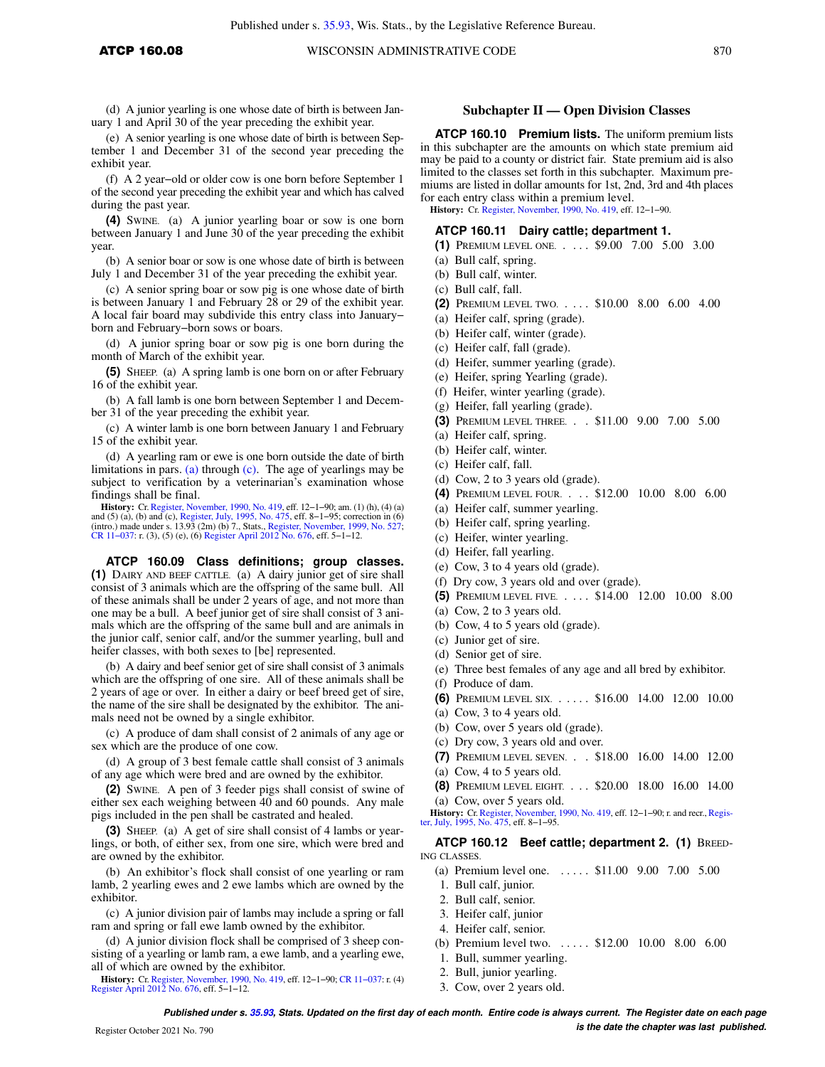(d) A junior yearling is one whose date of birth is between January 1 and April 30 of the year preceding the exhibit year.

(e) A senior yearling is one whose date of birth is between September 1 and December 31 of the second year preceding the exhibit year.

(f) A 2 year−old or older cow is one born before September 1 of the second year preceding the exhibit year and which has calved during the past year.

**(4)** SWINE. (a) A junior yearling boar or sow is one born between January 1 and June 30 of the year preceding the exhibit year.

(b) A senior boar or sow is one whose date of birth is between July 1 and December 31 of the year preceding the exhibit year.

(c) A senior spring boar or sow pig is one whose date of birth is between January 1 and February 28 or 29 of the exhibit year. A local fair board may subdivide this entry class into January−born and February−born sows or boars.

(d) A junior spring boar or sow pig is one born during the month of March of the exhibit year.

**(5)** SHEEP. (a) A spring lamb is one born on or after February 16 of the exhibit year.

(b) A fall lamb is one born between September 1 and December 31 of the year preceding the exhibit year.

(c) A winter lamb is one born between January 1 and February 15 of the exhibit year.

(d) A yearling ram or ewe is one born outside the date of birth limitations in pars. (a) through (c). The age of yearlings may be subject to verification by a veterinarian's examination whose findings shall be final.

**History:** Cr. Register, November, 1990, No. 419, eff. 12−1−90; am. (1) (h), (4) (a) and (5) (a), (b) and (c), Register, July, 1995, No. 475, eff. 8−1−95; correction in (6) (intro.) made under s. 13.93 (2m) (b) 7., Stats., Register, November, 1999, No. 527; CR 11−037: r. (3), (5) (e), (6) Register April 2012 No. 676, eff. 5−1−12.

### ATCP 160.09 Class definitions; group classes.

**(1)** DAIRY AND BEEF CATTLE. (a) A dairy junior get of sire shall consist of 3 animals which are the offspring of the same bull. All of these animals shall be under 2 years of age, and not more than one may be a bull. A beef junior get of sire shall consist of 3 animals which are the offspring of the same bull and are animals in the junior calf, senior calf, and/or the summer yearling, bull and heifer classes, with both sexes to [be] represented.

(b) A dairy and beef senior get of sire shall consist of 3 animals which are the offspring of one sire. All of these animals shall be 2 years of age or over. In either a dairy or beef breed get of sire, the name of the sire shall be designated by the exhibitor. The animals need not be owned by a single exhibitor.

(c) A produce of dam shall consist of 2 animals of any age or sex which are the produce of one cow.

(d) A group of 3 best female cattle shall consist of 3 animals of any age which were bred and are owned by the exhibitor.

**(2)** SWINE. A pen of 3 feeder pigs shall consist of swine of either sex each weighing between 40 and 60 pounds. Any male pigs included in the pen shall be castrated and healed.

**(3)** SHEEP. (a) A get of sire shall consist of 4 lambs or yearlings, or both, of either sex, from one sire, which were bred and are owned by the exhibitor.

(b) An exhibitor's flock shall consist of one yearling or ram lamb, 2 yearling ewes and 2 ewe lambs which are owned by the exhibitor.

(c) A junior division pair of lambs may include a spring or fall ram and spring or fall ewe lamb owned by the exhibitor.

(d) A junior division flock shall be comprised of 3 sheep consisting of a yearling or lamb ram, a ewe lamb, and a yearling ewe, all of which are owned by the exhibitor.

**History:** Cr. Register, November, 1990, No. 419, eff. 12−1−90; CR 11−037: r. (4) Register April 2012 No. 676, eff. 5−1−12.

## Subchapter II — Open Division Classes

### ATCP 160.10 Premium lists.

The uniform premium lists in this subchapter are the amounts on which state premium aid may be paid to a county or district fair. State premium aid is also limited to the classes set forth in this subchapter. Maximum premiums are listed in dollar amounts for 1st, 2nd, 3rd and 4th places for each entry class within a premium level.

**History:** Cr. Register, November, 1990, No. 419, eff. 12−1−90.

### ATCP 160.11 Dairy cattle; department 1.

**(1)** PREMIUM LEVEL ONE. . . . . $9.00 7.00 5.00 3.00

(a) Bull calf, spring.

(b) Bull calf, winter.

(c) Bull calf, fall.

**(2)** PREMIUM LEVEL TWO. . . . . $10.00 8.00 6.00 4.00

(a) Heifer calf, spring (grade).

(b) Heifer calf, winter (grade).

(c) Heifer calf, fall (grade).

(d) Heifer, summer yearling (grade).

(e) Heifer, spring Yearling (grade).

(f) Heifer, winter yearling (grade).

(g) Heifer, fall yearling (grade).

**(3)** PREMIUM LEVEL THREE. . . $11.00 9.00 7.00 5.00

(a) Heifer calf, spring.

(b) Heifer calf, winter.

(c) Heifer calf, fall.

(d) Cow, 2 to 3 years old (grade).

**(4)** PREMIUM LEVEL FOUR. . . . $12.00 10.00 8.00 6.00

(a) Heifer calf, summer yearling.

(b) Heifer calf, spring yearling.

(c) Heifer, winter yearling.

(d) Heifer, fall yearling.

(e) Cow, 3 to 4 years old (grade).

(f) Dry cow, 3 years old and over (grade).

**(5)** PREMIUM LEVEL FIVE. . . . . $14.00 12.00 10.00 8.00

(a) Cow, 2 to 3 years old.

(b) Cow, 4 to 5 years old (grade).

(c) Junior get of sire.

(d) Senior get of sire.

(e) Three best females of any age and all bred by exhibitor.

(f) Produce of dam.

**(6)** PREMIUM LEVEL SIX. . . . . . $16.00 14.00 12.00 10.00

(a) Cow, 3 to 4 years old.

(b) Cow, over 5 years old (grade).

(c) Dry cow, 3 years old and over.

**(7)** PREMIUM LEVEL SEVEN. . . $18.00 16.00 14.00 12.00

(a) Cow, 4 to 5 years old.

**(8)** PREMIUM LEVEL EIGHT. . . . $20.00 18.00 16.00 14.00

(a) Cow, over 5 years old.

**History:** Cr. Register, November, 1990, No. 419, eff. 12−1−90; r. and recr., Register, July, 1995, No. 475, eff. 8−1−95.

### ATCP 160.12 Beef cattle; department 2.

**(1)** BREEDING CLASSES.

(a) Premium level one. . . . . . $11.00 9.00 7.00 5.00

1. Bull calf, junior.
2. Bull calf, senior.
3. Heifer calf, junior
4. Heifer calf, senior.

(b) Premium level two. . . . . . $12.00 10.00 8.00 6.00

1. Bull, summer yearling.
2. Bull, junior yearling.
3. Cow, over 2 years old.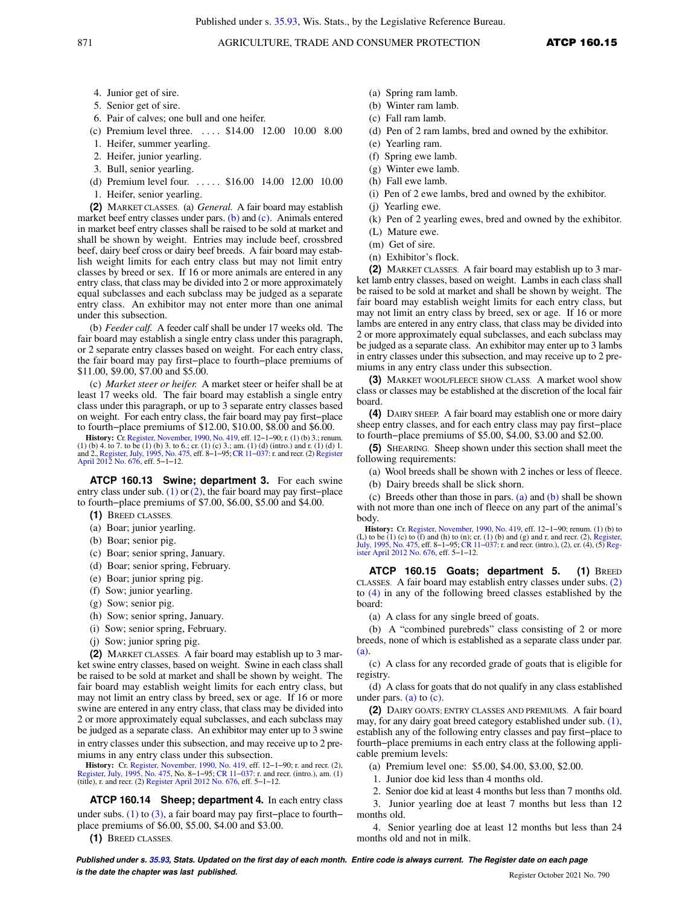4. Junior get of sire.

5. Senior get of sire.

6. Pair of calves; one bull and one heifer.

(c) Premium level three. . . . . $14.00 12.00 10.00 8.00

1. Heifer, summer yearling.

2. Heifer, junior yearling.

3. Bull, senior yearling.

(d) Premium level four. . . . . . $16.00 14.00 12.00 10.00

1. Heifer, senior yearling.

**(2)** MARKET CLASSES. (a) *General.* A fair board may establish market beef entry classes under pars. (b) and (c). Animals entered in market beef entry classes shall be raised to be sold at market and shall be shown by weight. Entries may include beef, crossbred beef, dairy beef cross or dairy beef breeds. A fair board may establish weight limits for each entry class but may not limit entry classes by breed or sex. If 16 or more animals are entered in any entry class, that class may be divided into 2 or more approximately equal subclasses and each subclass may be judged as a separate entry class. An exhibitor may not enter more than one animal under this subsection.

(b) *Feeder calf.* A feeder calf shall be under 17 weeks old. The fair board may establish a single entry class under this paragraph, or 2 separate entry classes based on weight. For each entry class, the fair board may pay first–place to fourth–place premiums of $11.00, $9.00, $7.00 and $5.00.

(c) *Market steer or heifer.* A market steer or heifer shall be at least 17 weeks old. The fair board may establish a single entry class under this paragraph, or up to 3 separate entry classes based on weight. For each entry class, the fair board may pay first–place to fourth–place premiums of $12.00, $10.00, $8.00 and $6.00.

**History:** Cr. Register, November, 1990, No. 419, eff. 12–1–90; r. (1) (b) 3.; renum. (1) (b) 4. to 7. to be (1) (b) 3. to 6.; cr. (1) (c) 3.; am. (1) (d) (intro.) and r. (1) (d) 1. and 2., Register, July, 1995, No. 475, eff. 8–1–95; CR 11–037: r. and recr. (2) Register April 2012 No. 676, eff. 5–1–12.

## ATCP 160.13 Swine; department 3.

For each swine entry class under sub. (1) or (2), the fair board may pay first–place to fourth–place premiums of $7.00, $6.00, $5.00 and $4.00.

**(1)** BREED CLASSES.

(a) Boar; junior yearling.

(b) Boar; senior pig.

(c) Boar; senior spring, January.

(d) Boar; senior spring, February.

(e) Boar; junior spring pig.

(f) Sow; junior yearling.

(g) Sow; senior pig.

(h) Sow; senior spring, January.

(i) Sow; senior spring, February.

(j) Sow; junior spring pig.

**(2)** MARKET CLASSES. A fair board may establish up to 3 market swine entry classes, based on weight. Swine in each class shall be raised to be sold at market and shall be shown by weight. The fair board may establish weight limits for each entry class, but may not limit an entry class by breed, sex or age. If 16 or more swine are entered in any entry class, that class may be divided into 2 or more approximately equal subclasses, and each subclass may be judged as a separate class. An exhibitor may enter up to 3 swine in entry classes under this subsection, and may receive up to 2 premiums in any entry class under this subsection.

**History:** Cr. Register, November, 1990, No. 419, eff. 12–1–90; r. and recr. (2), Register, July, 1995, No. 475, No. 8–1–95; CR 11–037: r. and recr. (intro.), am. (1) (title), r. and recr. (2) Register April 2012 No. 676, eff. 5–1–12.

## ATCP 160.14 Sheep; department 4.

In each entry class under subs. (1) to (3), a fair board may pay first–place to fourth–place premiums of $6.00, $5.00, $4.00 and $3.00.

**(1)** BREED CLASSES.

(a) Spring ram lamb.

(b) Winter ram lamb.

(c) Fall ram lamb.

(d) Pen of 2 ram lambs, bred and owned by the exhibitor.

(e) Yearling ram.

(f) Spring ewe lamb.

(g) Winter ewe lamb.

(h) Fall ewe lamb.

(i) Pen of 2 ewe lambs, bred and owned by the exhibitor.

(j) Yearling ewe.

(k) Pen of 2 yearling ewes, bred and owned by the exhibitor.

(L) Mature ewe.

(m) Get of sire.

(n) Exhibitor's flock.

**(2)** MARKET CLASSES. A fair board may establish up to 3 market lamb entry classes, based on weight. Lambs in each class shall be raised to be sold at market and shall be shown by weight. The fair board may establish weight limits for each entry class, but may not limit an entry class by breed, sex or age. If 16 or more lambs are entered in any entry class, that class may be divided into 2 or more approximately equal subclasses, and each subclass may be judged as a separate class. An exhibitor may enter up to 3 lambs in entry classes under this subsection, and may receive up to 2 premiums in any entry class under this subsection.

**(3)** MARKET WOOL/FLEECE SHOW CLASS. A market wool show class or classes may be established at the discretion of the local fair board.

**(4)** DAIRY SHEEP. A fair board may establish one or more dairy sheep entry classes, and for each entry class may pay first–place to fourth–place premiums of $5.00, $4.00, $3.00 and $2.00.

**(5)** SHEARING. Sheep shown under this section shall meet the following requirements:

(a) Wool breeds shall be shown with 2 inches or less of fleece.

(b) Dairy breeds shall be slick shorn.

(c) Breeds other than those in pars. (a) and (b) shall be shown with not more than one inch of fleece on any part of the animal's body.

**History:** Cr. Register, November, 1990, No. 419, eff. 12–1–90; renum. (1) (b) to (L) to be (1) (c) to (f) and (h) to (n); cr. (1) (b) and (g) and r. and recr. (2), Register, July, 1995, No. 475, eff. 8–1–95; CR 11–037: r. and recr. (intro.), (2), cr. (4), (5) Register April 2012 No. 676, eff. 5–1–12.

## ATCP 160.15 Goats; department 5.

**(1)** BREED CLASSES. A fair board may establish entry classes under subs. (2) to (4) in any of the following breed classes established by the board:

(a) A class for any single breed of goats.

(b) A "combined purebreds" class consisting of 2 or more breeds, none of which is established as a separate class under par. (a).

(c) A class for any recorded grade of goats that is eligible for registry.

(d) A class for goats that do not qualify in any class established under pars. (a) to (c).

**(2)** DAIRY GOATS; ENTRY CLASSES AND PREMIUMS. A fair board may, for any dairy goat breed category established under sub. (1), establish any of the following entry classes and pay first–place to fourth–place premiums in each entry class at the following applicable premium levels:

(a) Premium level one: $5.00, $4.00, $3.00, $2.00.

1. Junior doe kid less than 4 months old.

2. Senior doe kid at least 4 months but less than 7 months old.

3. Junior yearling doe at least 7 months but less than 12 months old.

4. Senior yearling doe at least 12 months but less than 24 months old and not in milk.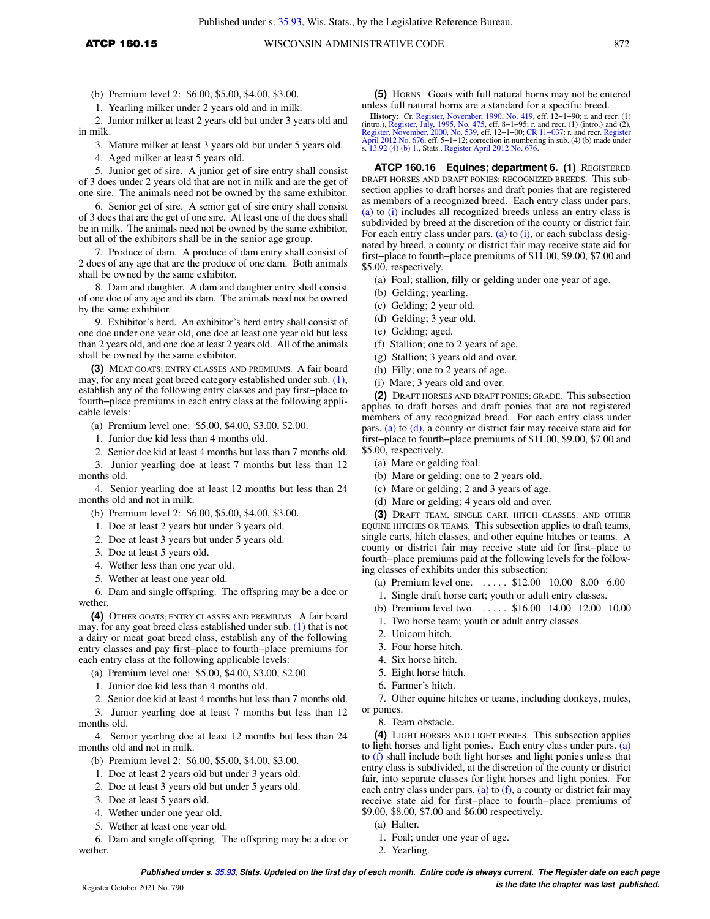(b) Premium level 2: $6.00, $5.00, $4.00, $3.00.

1. Yearling milker under 2 years old and in milk.

2. Junior milker at least 2 years old but under 3 years old and in milk.

3. Mature milker at least 3 years old but under 5 years old.

4. Aged milker at least 5 years old.

5. Junior get of sire. A junior get of sire entry shall consist of 3 does under 2 years old that are not in milk and are the get of one sire. The animals need not be owned by the same exhibitor.

6. Senior get of sire. A senior get of sire entry shall consist of 3 does that are the get of one sire. At least one of the does shall be in milk. The animals need not be owned by the same exhibitor, but all of the exhibitors shall be in the senior age group.

7. Produce of dam. A produce of dam entry shall consist of 2 does of any age that are the produce of one dam. Both animals shall be owned by the same exhibitor.

8. Dam and daughter. A dam and daughter entry shall consist of one doe of any age and its dam. The animals need not be owned by the same exhibitor.

9. Exhibitor's herd. An exhibitor's herd entry shall consist of one doe under one year old, one doe at least one year old but less than 2 years old, and one doe at least 2 years old. All of the animals shall be owned by the same exhibitor.

**(3)** MEAT GOATS; ENTRY CLASSES AND PREMIUMS. A fair board may, for any meat goat breed category established under sub. (1), establish any of the following entry classes and pay first–place to fourth–place premiums in each entry class at the following applicable levels:

(a) Premium level one: $5.00, $4.00, $3.00, $2.00.

1. Junior doe kid less than 4 months old.

2. Senior doe kid at least 4 months but less than 7 months old.

3. Junior yearling doe at least 7 months but less than 12 months old.

4. Senior yearling doe at least 12 months but less than 24 months old and not in milk.

(b) Premium level 2: $6.00, $5.00, $4.00, $3.00.

1. Doe at least 2 years but under 3 years old.

2. Doe at least 3 years but under 5 years old.

3. Doe at least 5 years old.

4. Wether less than one year old.

5. Wether at least one year old.

6. Dam and single offspring. The offspring may be a doe or wether.

**(4)** OTHER GOATS; ENTRY CLASSES AND PREMIUMS. A fair board may, for any goat breed class established under sub. (1) that is not a dairy or meat goat breed class, establish any of the following entry classes and pay first–place to fourth–place premiums for each entry class at the following applicable levels:

(a) Premium level one: $5.00, $4.00, $3.00, $2.00.

1. Junior doe kid less than 4 months old.

2. Senior doe kid at least 4 months but less than 7 months old.

3. Junior yearling doe at least 7 months but less than 12 months old.

4. Senior yearling doe at least 12 months but less than 24 months old and not in milk.

(b) Premium level 2: $6.00, $5.00, $4.00, $3.00.

1. Doe at least 2 years old but under 3 years old.

2. Doe at least 3 years old but under 5 years old.

3. Doe at least 5 years old.

4. Wether under one year old.

5. Wether at least one year old.

6. Dam and single offspring. The offspring may be a doe or wether.

**(5)** HORNS. Goats with full natural horns may not be entered unless full natural horns are a standard for a specific breed.

**History:** Cr. Register, November, 1990, No. 419, eff. 12–1–90; r. and recr. (1) (intro.), Register, July, 1995, No. 475, eff. 8–1–95; r. and recr. (1) (intro.) and (2), Register, November, 2000, No. 539, eff. 12–1–00; CR 11–037: r. and recr. Register April 2012 No. 676, eff. 5–1–12; correction in numbering in sub. (4) (b) made under s. 13.92 (4) (b) 1., Stats., Register April 2012 No. 676.

## ATCP 160.16 Equines; department 6.

**(1)** REGISTERED DRAFT HORSES AND DRAFT PONIES; RECOGNIZED BREEDS. This subsection applies to draft horses and draft ponies that are registered as members of a recognized breed. Each entry class under pars. (a) to (i) includes all recognized breeds unless an entry class is subdivided by breed at the discretion of the county or district fair. For each entry class under pars. (a) to (i), or each subclass designated by breed, a county or district fair may receive state aid for first–place to fourth–place premiums of $11.00, $9.00, $7.00 and $5.00, respectively.

(a) Foal; stallion, filly or gelding under one year of age.

(b) Gelding; yearling.

(c) Gelding; 2 year old.

(d) Gelding; 3 year old.

(e) Gelding; aged.

(f) Stallion; one to 2 years of age.

(g) Stallion; 3 years old and over.

(h) Filly; one to 2 years of age.

(i) Mare; 3 years old and over.

**(2)** DRAFT HORSES AND DRAFT PONIES; GRADE. This subsection applies to draft horses and draft ponies that are not registered members of any recognized breed. For each entry class under pars. (a) to (d), a county or district fair may receive state aid for first–place to fourth–place premiums of $11.00, $9.00, $7.00 and $5.00, respectively.

(a) Mare or gelding foal.

(b) Mare or gelding; one to 2 years old.

(c) Mare or gelding; 2 and 3 years of age.

(d) Mare or gelding; 4 years old and over.

**(3)** DRAFT TEAM, SINGLE CART, HITCH CLASSES, AND OTHER EQUINE HITCHES OR TEAMS. This subsection applies to draft teams, single carts, hitch classes, or other equine hitches or teams. A county or district fair may receive state aid for first–place to fourth–place premiums paid at the following levels for the following classes of exhibits under this subsection:

(a) Premium level one. . . . . . $12.00 10.00 8.00 6.00

1. Single draft horse cart; youth or adult entry classes.

(b) Premium level two. . . . . . $16.00 14.00 12.00 10.00

1. Two horse team; youth or adult entry classes.

2. Unicorn hitch.

3. Four horse hitch.

4. Six horse hitch.

5. Eight horse hitch.

6. Farmer's hitch.

7. Other equine hitches or teams, including donkeys, mules, or ponies.

8. Team obstacle.

**(4)** LIGHT HORSES AND LIGHT PONIES. This subsection applies to light horses and light ponies. Each entry class under pars. (a) to (f) shall include both light horses and light ponies unless that entry class is subdivided, at the discretion of the county or district fair, into separate classes for light horses and light ponies. For each entry class under pars. (a) to (f), a county or district fair may receive state aid for first–place to fourth–place premiums of $9.00, $8.00, $7.00 and $6.00 respectively.

(a) Halter.

1. Foal; under one year of age.

2. Yearling.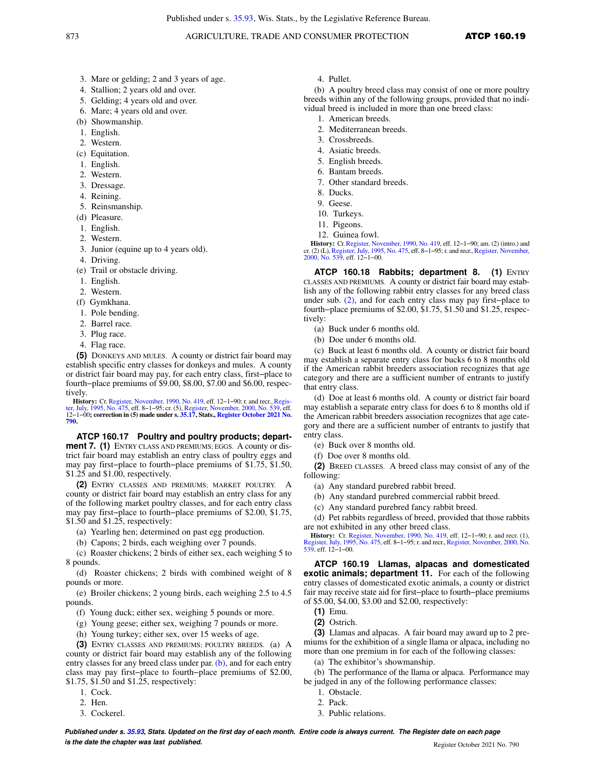3. Mare or gelding; 2 and 3 years of age.
4. Stallion; 2 years old and over.
5. Gelding; 4 years old and over.
6. Mare; 4 years old and over.

(b) Showmanship.

1. English.
2. Western.

(c) Equitation.

1. English.
2. Western.
3. Dressage.
4. Reining.
5. Reinsmanship.

(d) Pleasure.

1. English.
2. Western.
3. Junior (equine up to 4 years old).
4. Driving.

(e) Trail or obstacle driving.

1. English.
2. Western.

(f) Gymkhana.

1. Pole bending.
2. Barrel race.
3. Plug race.
4. Flag race.

**(5)** DONKEYS AND MULES. A county or district fair board may establish specific entry classes for donkeys and mules. A county or district fair board may pay, for each entry class, first-place to fourth-place premiums of $9.00, $8.00, $7.00 and $6.00, respectively.

**History:** Cr. Register, November, 1990, No. 419, eff. 12-1-90; r. and recr., Register, July, 1995, No. 475, eff. 8-1-95; cr. (5), Register, November, 2000, No. 539, eff. 12-1-00**; correction in (5) made under s. 35.17, Stats., Register October 2021 No. 790.**

### ATCP 160.17 Poultry and poultry products; department 7.

**(1)** ENTRY CLASS AND PREMIUMS; EGGS. A county or district fair board may establish an entry class of poultry eggs and may pay first-place to fourth-place premiums of $1.75, $1.50, $1.25 and $1.00, respectively.

**(2)** ENTRY CLASSES AND PREMIUMS; MARKET POULTRY. A county or district fair board may establish an entry class for any of the following market poultry classes, and for each entry class may pay first-place to fourth-place premiums of $2.00, $1.75, $1.50 and $1.25, respectively:

(a) Yearling hen; determined on past egg production.

(b) Capons; 2 birds, each weighing over 7 pounds.

(c) Roaster chickens; 2 birds of either sex, each weighing 5 to 8 pounds.

(d) Roaster chickens; 2 birds with combined weight of 8 pounds or more.

(e) Broiler chickens; 2 young birds, each weighing 2.5 to 4.5 pounds.

(f) Young duck; either sex, weighing 5 pounds or more.

(g) Young geese; either sex, weighing 7 pounds or more.

(h) Young turkey; either sex, over 15 weeks of age.

**(3)** ENTRY CLASSES AND PREMIUMS; POULTRY BREEDS. (a) A county or district fair board may establish any of the following entry classes for any breed class under par. (b), and for each entry class may pay first-place to fourth-place premiums of $2.00, $1.75, $1.50 and $1.25, respectively:

1. Cock.
2. Hen.
3. Cockerel.
4. Pullet.

(b) A poultry breed class may consist of one or more poultry breeds within any of the following groups, provided that no individual breed is included in more than one breed class:

1. American breeds.
2. Mediterranean breeds.
3. Crossbreeds.
4. Asiatic breeds.
5. English breeds.
6. Bantam breeds.
7. Other standard breeds.
8. Ducks.
9. Geese.
10. Turkeys.
11. Pigeons.
12. Guinea fowl.

**History:** Cr. Register, November, 1990, No. 419, eff. 12-1-90; am. (2) (intro.) and cr. (2) (L), Register, July, 1995, No. 475, eff. 8-1-95; r. and recr., Register, November, 2000, No. 539, eff. 12-1-00.

### ATCP 160.18 Rabbits; department 8.

**(1)** ENTRY CLASSES AND PREMIUMS. A county or district fair board may establish any of the following rabbit entry classes for any breed class under sub. (2), and for each entry class may pay first-place to fourth-place premiums of $2.00, $1.75, $1.50 and $1.25, respectively:

(a) Buck under 6 months old.

(b) Doe under 6 months old.

(c) Buck at least 6 months old. A county or district fair board may establish a separate entry class for bucks 6 to 8 months old if the American rabbit breeders association recognizes that age category and there are a sufficient number of entrants to justify that entry class.

(d) Doe at least 6 months old. A county or district fair board may establish a separate entry class for does 6 to 8 months old if the American rabbit breeders association recognizes that age category and there are a sufficient number of entrants to justify that entry class.

(e) Buck over 8 months old.

(f) Doe over 8 months old.

**(2)** BREED CLASSES. A breed class may consist of any of the following:

(a) Any standard purebred rabbit breed.

(b) Any standard purebred commercial rabbit breed.

(c) Any standard purebred fancy rabbit breed.

(d) Pet rabbits regardless of breed, provided that those rabbits are not exhibited in any other breed class.

**History:** Cr. Register, November, 1990, No. 419, eff. 12-1-90; r. and recr. (1), Register, July, 1995, No. 475, eff. 8-1-95; r. and recr., Register, November, 2000, No. 539, eff. 12-1-00.

### ATCP 160.19 Llamas, alpacas and domesticated exotic animals; department 11.

For each of the following entry classes of domesticated exotic animals, a county or district fair may receive state aid for first-place to fourth-place premiums of $5.00, $4.00, $3.00 and $2.00, respectively:

**(1)** Emu.

**(2)** Ostrich.

**(3)** Llamas and alpacas. A fair board may award up to 2 premiums for the exhibition of a single llama or alpaca, including no more than one premium in for each of the following classes:

(a) The exhibitor's showmanship.

(b) The performance of the llama or alpaca. Performance may be judged in any of the following performance classes:

1. Obstacle.
2. Pack.
3. Public relations.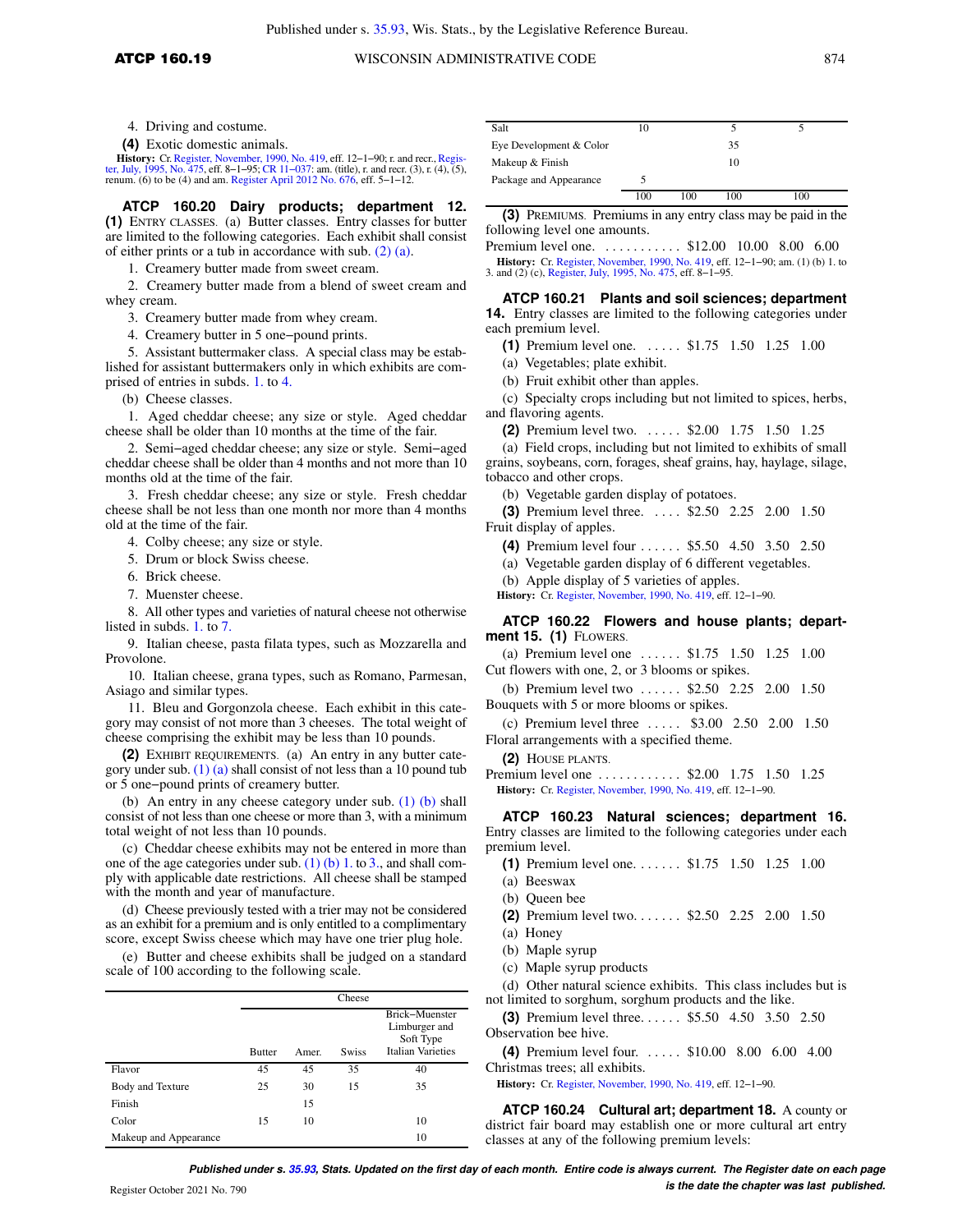4. Driving and costume.

**(4)** Exotic domestic animals.

**History:** Cr. Register, November, 1990, No. 419, eff. 12–1–90; r. and recr., Register, July, 1995, No. 475, eff. 8–1–95; CR 11–037: am. (title), r. and recr. (3), r. (4), (5), renum. (6) to be (4) and am. Register April 2012 No. 676, eff. 5–1–12.

**ATCP 160.20 Dairy products; department 12. (1)** ENTRY CLASSES. (a) Butter classes. Entry classes for butter are limited to the following categories. Each exhibit shall consist of either prints or a tub in accordance with sub. (2) (a).

1. Creamery butter made from sweet cream.

2. Creamery butter made from a blend of sweet cream and whey cream.

3. Creamery butter made from whey cream.

4. Creamery butter in 5 one–pound prints.

5. Assistant buttermaker class. A special class may be established for assistant buttermakers only in which exhibits are comprised of entries in subds. 1. to 4.

(b) Cheese classes.

1. Aged cheddar cheese; any size or style. Aged cheddar cheese shall be older than 10 months at the time of the fair.

2. Semi–aged cheddar cheese; any size or style. Semi–aged cheddar cheese shall be older than 4 months and not more than 10 months old at the time of the fair.

3. Fresh cheddar cheese; any size or style. Fresh cheddar cheese shall be not less than one month nor more than 4 months old at the time of the fair.

4. Colby cheese; any size or style.

5. Drum or block Swiss cheese.

6. Brick cheese.

7. Muenster cheese.

8. All other types and varieties of natural cheese not otherwise listed in subds. 1. to 7.

9. Italian cheese, pasta filata types, such as Mozzarella and Provolone.

10. Italian cheese, grana types, such as Romano, Parmesan, Asiago and similar types.

11. Bleu and Gorgonzola cheese. Each exhibit in this category may consist of not more than 3 cheeses. The total weight of cheese comprising the exhibit may be less than 10 pounds.

**(2)** EXHIBIT REQUIREMENTS. (a) An entry in any butter category under sub. (1) (a) shall consist of not less than a 10 pound tub or 5 one–pound prints of creamery butter.

(b) An entry in any cheese category under sub. (1) (b) shall consist of not less than one cheese or more than 3, with a minimum total weight of not less than 10 pounds.

(c) Cheddar cheese exhibits may not be entered in more than one of the age categories under sub. (1) (b) 1. to 3., and shall comply with applicable date restrictions. All cheese shall be stamped with the month and year of manufacture.

(d) Cheese previously tested with a trier may not be considered as an exhibit for a premium and is only entitled to a complimentary score, except Swiss cheese which may have one trier plug hole.

(e) Butter and cheese exhibits shall be judged on a standard scale of 100 according to the following scale.

| | | Cheese | | |
|---|---|---|---|---|
| | Butter | Amer. | Swiss | Brick–Muenster Limburger and Soft Type Italian Varieties |
| Flavor | 45 | 45 | 35 | 40 |
| Body and Texture | 25 | 30 | 15 | 35 |
| Finish | | 15 | | |
| Color | 15 | 10 | | 10 |
| Makeup and Appearance | | | | 10 |
| Salt | 10 | | 5 | 5 |
| Eye Development & Color | | | 35 | |
| Makeup & Finish | | | 10 | |
| Package and Appearance | 5 | | | |
| | 100 | 100 | 100 | 100 |

**(3)** PREMIUMS. Premiums in any entry class may be paid in the following level one amounts.

Premium level one. . . . . . . . . . . $12.00 10.00 8.00 6.00

**History:** Cr. Register, November, 1990, No. 419, eff. 12–1–90; am. (1) (b) 1. to 3. and (2) (c), Register, July, 1995, No. 475, eff. 8–1–95.

**ATCP 160.21 Plants and soil sciences; department 14.** Entry classes are limited to the following categories under each premium level.

**(1)** Premium level one. . . . . . $1.75 1.50 1.25 1.00

(a) Vegetables; plate exhibit.

(b) Fruit exhibit other than apples.

(c) Specialty crops including but not limited to spices, herbs, and flavoring agents.

**(2)** Premium level two. . . . . . $2.00 1.75 1.50 1.25

(a) Field crops, including but not limited to exhibits of small grains, soybeans, corn, forages, sheaf grains, hay, haylage, silage, tobacco and other crops.

(b) Vegetable garden display of potatoes.

**(3)** Premium level three. . . . . $2.50 2.25 2.00 1.50

Fruit display of apples.

**(4)** Premium level four . . . . . . $5.50 4.50 3.50 2.50

(a) Vegetable garden display of 6 different vegetables.

(b) Apple display of 5 varieties of apples.

**History:** Cr. Register, November, 1990, No. 419, eff. 12–1–90.

**ATCP 160.22 Flowers and house plants; department 15. (1)** FLOWERS.

(a) Premium level one . . . . . . $1.75 1.50 1.25 1.00

Cut flowers with one, 2, or 3 blooms or spikes.

(b) Premium level two . . . . . . $2.50 2.25 2.00 1.50

Bouquets with 5 or more blooms or spikes.

(c) Premium level three . . . . . $3.00 2.50 2.00 1.50

Floral arrangements with a specified theme.

**(2)** HOUSE PLANTS.

Premium level one . . . . . . . . . . . . $2.00 1.75 1.50 1.25

**History:** Cr. Register, November, 1990, No. 419, eff. 12–1–90.

**ATCP 160.23 Natural sciences; department 16.** Entry classes are limited to the following categories under each premium level.

**(1)** Premium level one. . . . . . . $1.75 1.50 1.25 1.00

(a) Beeswax

(b) Queen bee

**(2)** Premium level two. . . . . . . $2.50 2.25 2.00 1.50

(a) Honey

(b) Maple syrup

(c) Maple syrup products

(d) Other natural science exhibits. This class includes but is not limited to sorghum, sorghum products and the like.

**(3)** Premium level three. . . . . . $5.50 4.50 3.50 2.50

Observation bee hive.

**(4)** Premium level four. . . . . $10.00 8.00 6.00 4.00

Christmas trees; all exhibits.

**History:** Cr. Register, November, 1990, No. 419, eff. 12–1–90.

**ATCP 160.24 Cultural art; department 18.** A county or district fair board may establish one or more cultural art entry classes at any of the following premium levels: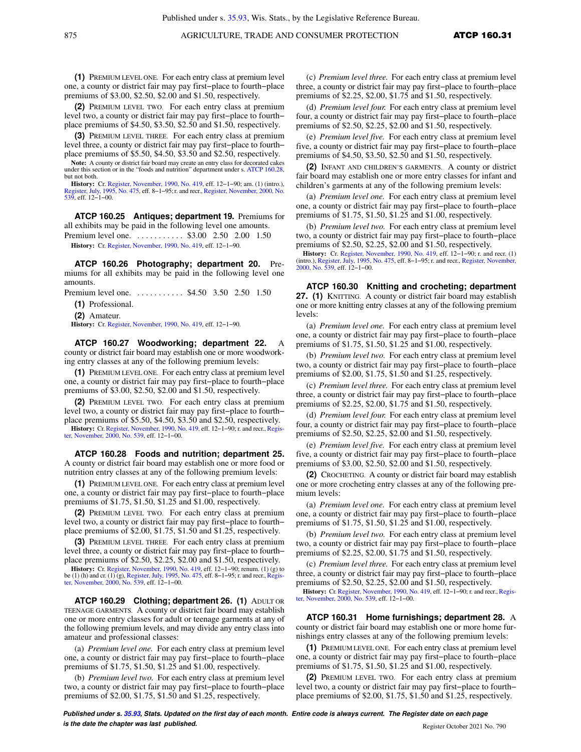**(1)** PREMIUM LEVEL ONE. For each entry class at premium level one, a county or district fair may pay first–place to fourth–place premiums of $3.00, $2.50, $2.00 and $1.50, respectively.

**(2)** PREMIUM LEVEL TWO. For each entry class at premium level two, a county or district fair may pay first–place to fourth–place premiums of $4.50, $3.50, $2.50 and $1.50, respectively.

**(3)** PREMIUM LEVEL THREE. For each entry class at premium level three, a county or district fair may pay first–place to fourth–place premiums of $5.50, $4.50, $3.50 and $2.50, respectively.

**Note:** A county or district fair board may create an entry class for decorated cakes under this section or in the "foods and nutrition" department under s. ATCP 160.28, but not both.

**History:** Cr. Register, November, 1990, No. 419, eff. 12–1–90; am. (1) (intro.), Register, July, 1995, No. 475, eff. 8–1–95; r. and recr., Register, November, 2000, No. 539, eff. 12–1–00.

**ATCP 160.25 Antiques; department 19.** Premiums for all exhibits may be paid in the following level one amounts.

Premium level one. . . . . . . . . . . . $3.00 2.50 2.00 1.50

**History:** Cr. Register, November, 1990, No. 419, eff. 12–1–90.

**ATCP 160.26 Photography; department 20.** Premiums for all exhibits may be paid in the following level one amounts.

Premium level one. . . . . . . . . . . . $4.50 3.50 2.50 1.50

**(1)** Professional.

**(2)** Amateur.

**History:** Cr. Register, November, 1990, No. 419, eff. 12–1–90.

**ATCP 160.27 Woodworking; department 22.** A county or district fair board may establish one or more woodworking entry classes at any of the following premium levels:

**(1)** PREMIUM LEVEL ONE. For each entry class at premium level one, a county or district fair may pay first–place to fourth–place premiums of $3.00, $2.50, $2.00 and $1.50, respectively.

**(2)** PREMIUM LEVEL TWO. For each entry class at premium level two, a county or district fair may pay first–place to fourth–place premiums of $5.50, $4.50, $3.50 and $2.50, respectively.

**History:** Cr. Register, November, 1990, No. 419, eff. 12–1–90; r. and recr., Register, November, 2000, No. 539, eff. 12–1–00.

**ATCP 160.28 Foods and nutrition; department 25.** A county or district fair board may establish one or more food or nutrition entry classes at any of the following premium levels:

**(1)** PREMIUM LEVEL ONE. For each entry class at premium level one, a county or district fair may pay first–place to fourth–place premiums of $1.75, $1.50, $1.25 and $1.00, respectively.

**(2)** PREMIUM LEVEL TWO. For each entry class at premium level two, a county or district fair may pay first–place to fourth–place premiums of $2.00, $1.75, $1.50 and $1.25, respectively.

**(3)** PREMIUM LEVEL THREE. For each entry class at premium level three, a county or district fair may pay first–place to fourth–place premiums of $2.50, $2.25, $2.00 and $1.50, respectively.

**History:** Cr. Register, November, 1990, No. 419, eff. 12–1–90; renum. (1) (g) to be (1) (h) and cr. (1) (g), Register, July, 1995, No. 475, eff. 8–1–95; r. and recr., Register, November, 2000, No. 539, eff. 12–1–00.

**ATCP 160.29 Clothing; department 26. (1)** ADULT OR TEENAGE GARMENTS. A county or district fair board may establish one or more entry classes for adult or teenage garments at any of the following premium levels, and may divide any entry class into amateur and professional classes:

(a) *Premium level one.* For each entry class at premium level one, a county or district fair may pay first–place to fourth–place premiums of $1.75, $1.50, $1.25 and $1.00, respectively.

(b) *Premium level two.* For each entry class at premium level two, a county or district fair may pay first–place to fourth–place premiums of $2.00, $1.75, $1.50 and $1.25, respectively.

(c) *Premium level three.* For each entry class at premium level three, a county or district fair may pay first–place to fourth–place premiums of $2.25, $2.00, $1.75 and $1.50, respectively.

(d) *Premium level four.* For each entry class at premium level four, a county or district fair may pay first–place to fourth–place premiums of $2.50, $2.25, $2.00 and $1.50, respectively.

(e) *Premium level five.* For each entry class at premium level five, a county or district fair may pay first–place to fourth–place premiums of $4.50, $3.50, $2.50 and $1.50, respectively.

**(2)** INFANT AND CHILDREN'S GARMENTS. A county or district fair board may establish one or more entry classes for infant and children's garments at any of the following premium levels:

(a) *Premium level one.* For each entry class at premium level one, a county or district fair may pay first–place to fourth–place premiums of $1.75, $1.50, $1.25 and $1.00, respectively.

(b) *Premium level two.* For each entry class at premium level two, a county or district fair may pay first–place to fourth–place premiums of $2.50, $2.25, $2.00 and $1.50, respectively.

**History:** Cr. Register, November, 1990, No. 419, eff. 12–1–90; r. and recr. (1) (intro.), Register, July, 1995, No. 475, eff. 8–1–95; r. and recr., Register, November, 2000, No. 539, eff. 12–1–00.

**ATCP 160.30 Knitting and crocheting; department 27. (1)** KNITTING. A county or district fair board may establish one or more knitting entry classes at any of the following premium levels:

(a) *Premium level one.* For each entry class at premium level one, a county or district fair may pay first–place to fourth–place premiums of $1.75, $1.50, $1.25 and $1.00, respectively.

(b) *Premium level two.* For each entry class at premium level two, a county or district fair may pay first–place to fourth–place premiums of $2.00, $1.75, $1.50 and $1.25, respectively.

(c) *Premium level three.* For each entry class at premium level three, a county or district fair may pay first–place to fourth–place premiums of $2.25, $2.00, $1.75 and $1.50, respectively.

(d) *Premium level four.* For each entry class at premium level four, a county or district fair may pay first–place to fourth–place premiums of $2.50, $2.25, $2.00 and $1.50, respectively.

(e) *Premium level five.* For each entry class at premium level five, a county or district fair may pay first–place to fourth–place premiums of $3.00, $2.50, $2.00 and $1.50, respectively.

**(2)** CROCHETING. A county or district fair board may establish one or more crocheting entry classes at any of the following premium levels:

(a) *Premium level one.* For each entry class at premium level one, a county or district fair may pay first–place to fourth–place premiums of $1.75, $1.50, $1.25 and $1.00, respectively.

(b) *Premium level two.* For each entry class at premium level two, a county or district fair may pay first–place to fourth–place premiums of $2.25, $2.00, $1.75 and $1.50, respectively.

(c) *Premium level three.* For each entry class at premium level three, a county or district fair may pay first–place to fourth–place premiums of $2.50, $2.25, $2.00 and $1.50, respectively.

**History:** Cr. Register, November, 1990, No. 419, eff. 12–1–90; r. and recr., Register, November, 2000, No. 539, eff. 12–1–00.

**ATCP 160.31 Home furnishings; department 28.** A county or district fair board may establish one or more home furnishings entry classes at any of the following premium levels:

**(1)** PREMIUM LEVEL ONE. For each entry class at premium level one, a county or district fair may pay first–place to fourth–place premiums of $1.75, $1.50, $1.25 and $1.00, respectively.

**(2)** PREMIUM LEVEL TWO. For each entry class at premium level two, a county or district fair may pay first–place to fourth–place premiums of $2.00, $1.75, $1.50 and $1.25, respectively.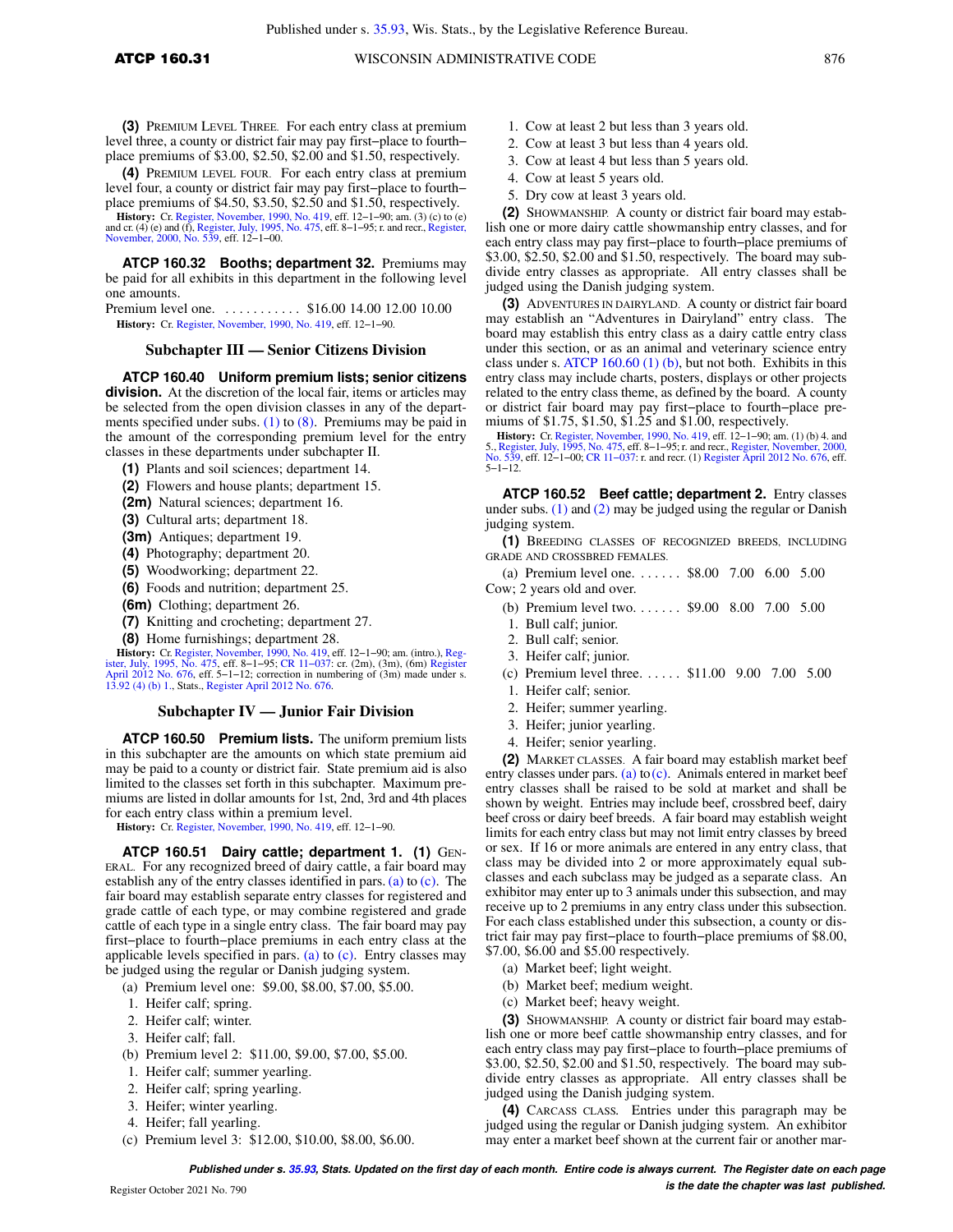**(3)** Premium Level Three. For each entry class at premium level three, a county or district fair may pay first–place to fourth–place premiums of $3.00, $2.50, $2.00 and $1.50, respectively.

**(4)** Premium level four. For each entry class at premium level four, a county or district fair may pay first–place to fourth–place premiums of $4.50, $3.50, $2.50 and $1.50, respectively.

**History:** Cr. Register, November, 1990, No. 419, eff. 12–1–90; am. (3) (c) to (e) and cr. (4) (e) and (f), Register, July, 1995, No. 475, eff. 8–1–95; r. and recr., Register, November, 2000, No. 539, eff. 12–1–00.

**ATCP 160.32 Booths; department 32.** Premiums may be paid for all exhibits in this department in the following level one amounts.

Premium level one. . . . . . . . . . . . $16.00 14.00 12.00 10.00

**History:** Cr. Register, November, 1990, No. 419, eff. 12–1–90.

## Subchapter III — Senior Citizens Division

**ATCP 160.40 Uniform premium lists; senior citizens division.** At the discretion of the local fair, items or articles may be selected from the open division classes in any of the departments specified under subs. (1) to (8). Premiums may be paid in the amount of the corresponding premium level for the entry classes in these departments under subchapter II.

**(1)** Plants and soil sciences; department 14.

**(2)** Flowers and house plants; department 15.

**(2m)** Natural sciences; department 16.

**(3)** Cultural arts; department 18.

**(3m)** Antiques; department 19.

**(4)** Photography; department 20.

**(5)** Woodworking; department 22.

**(6)** Foods and nutrition; department 25.

**(6m)** Clothing; department 26.

**(7)** Knitting and crocheting; department 27.

**(8)** Home furnishings; department 28.

**History:** Cr. Register, November, 1990, No. 419, eff. 12–1–90; am. (intro.), Register, July, 1995, No. 475, eff. 8–1–95; CR 11–037: cr. (2m), (3m), (6m) Register April 2012 No. 676, eff. 5–1–12; correction in numbering of (3m) made under s. 13.92 (4) (b) 1., Stats., Register April 2012 No. 676.

## Subchapter IV — Junior Fair Division

**ATCP 160.50 Premium lists.** The uniform premium lists in this subchapter are the amounts on which state premium aid may be paid to a county or district fair. State premium aid is also limited to the classes set forth in this subchapter. Maximum premiums are listed in dollar amounts for 1st, 2nd, 3rd and 4th places for each entry class within a premium level.

**History:** Cr. Register, November, 1990, No. 419, eff. 12–1–90.

**ATCP 160.51 Dairy cattle; department 1. (1)** General. For any recognized breed of dairy cattle, a fair board may establish any of the entry classes identified in pars. (a) to (c). The fair board may establish separate entry classes for registered and grade cattle of each type, or may combine registered and grade cattle of each type in a single entry class. The fair board may pay first–place to fourth–place premiums in each entry class at the applicable levels specified in pars. (a) to (c). Entry classes may be judged using the regular or Danish judging system.

(a) Premium level one: $9.00, $8.00, $7.00, $5.00.

1. Heifer calf; spring.
2. Heifer calf; winter.
3. Heifer calf; fall.

(b) Premium level 2: $11.00, $9.00, $7.00, $5.00.

1. Heifer calf; summer yearling.
2. Heifer calf; spring yearling.
3. Heifer; winter yearling.
4. Heifer; fall yearling.

(c) Premium level 3: $12.00, $10.00, $8.00, $6.00.

1. Cow at least 2 but less than 3 years old.
2. Cow at least 3 but less than 4 years old.
3. Cow at least 4 but less than 5 years old.
4. Cow at least 5 years old.
5. Dry cow at least 3 years old.

**(2)** Showmanship. A county or district fair board may establish one or more dairy cattle showmanship entry classes, and for each entry class may pay first–place to fourth–place premiums of $3.00, $2.50, $2.00 and $1.50, respectively. The board may subdivide entry classes as appropriate. All entry classes shall be judged using the Danish judging system.

**(3)** Adventures in Dairyland. A county or district fair board may establish an "Adventures in Dairyland" entry class. The board may establish this entry class as a dairy cattle entry class under this section, or as an animal and veterinary science entry class under s. ATCP 160.60 (1) (b), but not both. Exhibits in this entry class may include charts, posters, displays or other projects related to the entry class theme, as defined by the board. A county or district fair board may pay first–place to fourth–place premiums of $1.75, $1.50, $1.25 and $1.00, respectively.

**History:** Cr. Register, November, 1990, No. 419, eff. 12–1–90; am. (1) (b) 4. and 5., Register, July, 1995, No. 475, eff. 8–1–95; r. and recr., Register, November, 2000, No. 539, eff. 12–1–00; CR 11–037: r. and recr. (1) Register April 2012 No. 676, eff. 5–1–12.

**ATCP 160.52 Beef cattle; department 2.** Entry classes under subs. (1) and (2) may be judged using the regular or Danish judging system.

**(1)** Breeding classes of recognized breeds, including grade and crossbred females.

(a) Premium level one. . . . . . . $8.00 7.00 6.00 5.00
Cow; 2 years old and over.

(b) Premium level two. . . . . . . $9.00 8.00 7.00 5.00

1. Bull calf; junior.
2. Bull calf; senior.
3. Heifer calf; junior.

(c) Premium level three. . . . . . $11.00 9.00 7.00 5.00

1. Heifer calf; senior.
2. Heifer; summer yearling.
3. Heifer; junior yearling.
4. Heifer; senior yearling.

**(2)** Market classes. A fair board may establish market beef entry classes under pars. (a) to (c). Animals entered in market beef entry classes shall be raised to be sold at market and shall be shown by weight. Entries may include beef, crossbred beef, dairy beef cross or dairy beef breeds. A fair board may establish weight limits for each entry class but may not limit entry classes by breed or sex. If 16 or more animals are entered in any entry class, that class may be divided into 2 or more approximately equal subclasses and each subclass may be judged as a separate class. An exhibitor may enter up to 3 animals under this subsection, and may receive up to 2 premiums in any entry class under this subsection. For each class established under this subsection, a county or district fair may pay first–place to fourth–place premiums of $8.00, $7.00, $6.00 and $5.00 respectively.

(a) Market beef; light weight.

(b) Market beef; medium weight.

(c) Market beef; heavy weight.

**(3)** Showmanship. A county or district fair board may establish one or more beef cattle showmanship entry classes, and for each entry class may pay first–place to fourth–place premiums of $3.00, $2.50, $2.00 and $1.50, respectively. The board may subdivide entry classes as appropriate. All entry classes shall be judged using the Danish judging system.

**(4)** Carcass class. Entries under this paragraph may be judged using the regular or Danish judging system. An exhibitor may enter a market beef shown at the current fair or another mar-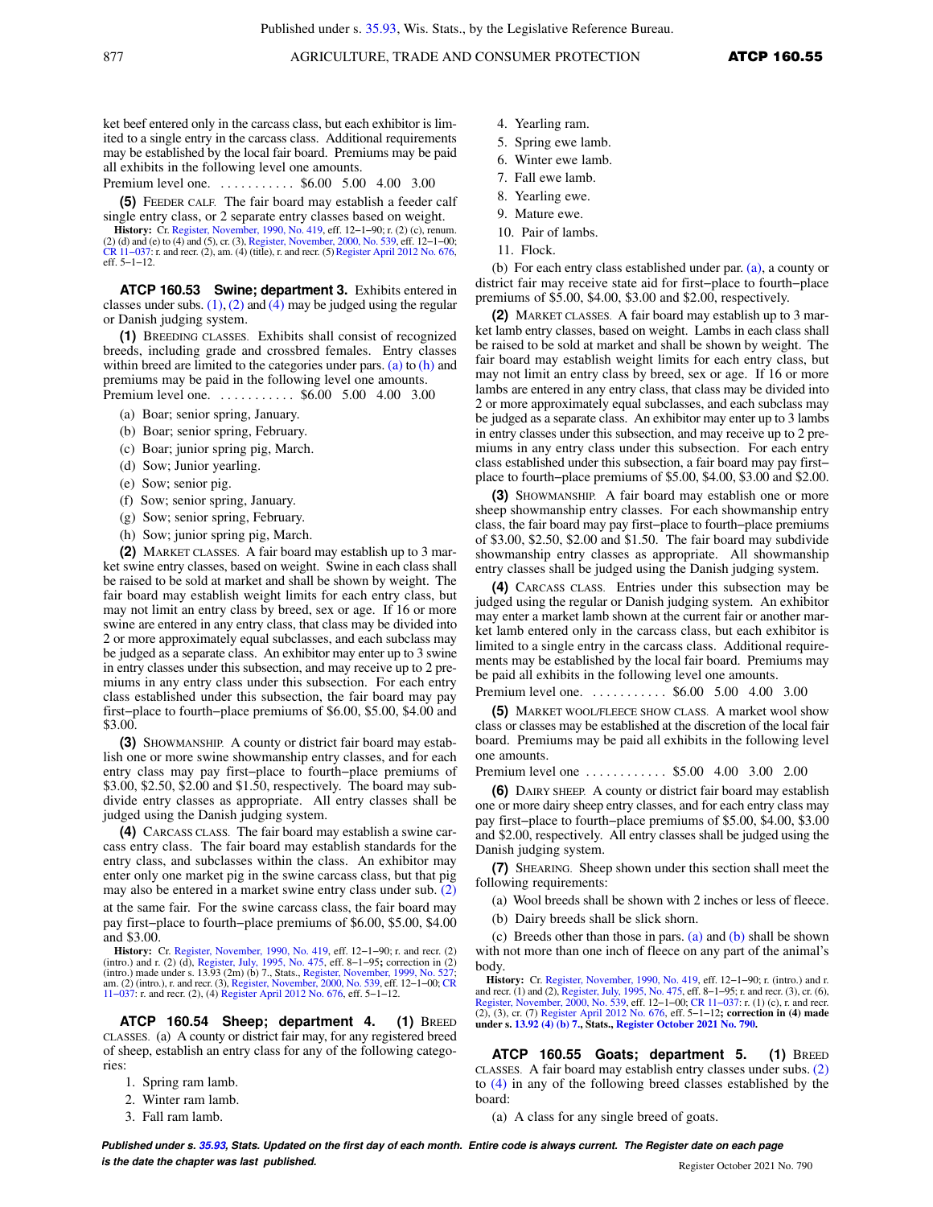ket beef entered only in the carcass class, but each exhibitor is limited to a single entry in the carcass class. Additional requirements may be established by the local fair board. Premiums may be paid all exhibits in the following level one amounts.

Premium level one. . . . . . . . . . . . $6.00 5.00 4.00 3.00

**(5)** FEEDER CALF. The fair board may establish a feeder calf single entry class, or 2 separate entry classes based on weight.

**History:** Cr. Register, November, 1990, No. 419, eff. 12–1–90; r. (2) (c), renum. (2) (d) and (e) to (4) and (5), cr. (3), Register, November, 2000, No. 539, eff. 12–1–00; CR 11–037: r. and recr. (2), am. (4) (title), r. and recr. (5) Register April 2012 No. 676, eff. 5–1–12.

## ATCP 160.53 Swine; department 3.

Exhibits entered in classes under subs. (1), (2) and (4) may be judged using the regular or Danish judging system.

**(1)** BREEDING CLASSES. Exhibits shall consist of recognized breeds, including grade and crossbred females. Entry classes within breed are limited to the categories under pars. (a) to (h) and premiums may be paid in the following level one amounts.

Premium level one. . . . . . . . . . . . $6.00 5.00 4.00 3.00

(a) Boar; senior spring, January.

(b) Boar; senior spring, February.

(c) Boar; junior spring pig, March.

(d) Sow; Junior yearling.

(e) Sow; senior pig.

(f) Sow; senior spring, January.

(g) Sow; senior spring, February.

(h) Sow; junior spring pig, March.

**(2)** MARKET CLASSES. A fair board may establish up to 3 market swine entry classes, based on weight. Swine in each class shall be raised to be sold at market and shall be shown by weight. The fair board may establish weight limits for each entry class, but may not limit an entry class by breed, sex or age. If 16 or more swine are entered in any entry class, that class may be divided into 2 or more approximately equal subclasses, and each subclass may be judged as a separate class. An exhibitor may enter up to 3 swine in entry classes under this subsection, and may receive up to 2 premiums in any entry class under this subsection. For each entry class established under this subsection, the fair board may pay first–place to fourth–place premiums of $6.00, $5.00, $4.00 and $3.00.

**(3)** SHOWMANSHIP. A county or district fair board may establish one or more swine showmanship entry classes, and for each entry class may pay first–place to fourth–place premiums of $3.00, $2.50, $2.00 and $1.50, respectively. The board may subdivide entry classes as appropriate. All entry classes shall be judged using the Danish judging system.

**(4)** CARCASS CLASS. The fair board may establish a swine carcass entry class. The fair board may establish standards for the entry class, and subclasses within the class. An exhibitor may enter only one market pig in the swine carcass class, but that pig may also be entered in a market swine entry class under sub. (2) at the same fair. For the swine carcass class, the fair board may pay first–place to fourth–place premiums of $6.00, $5.00, $4.00 and $3.00.

**History:** Cr. Register, November, 1990, No. 419, eff. 12–1–90; r. and recr. (2) (intro.) and r. (2) (d), Register, July, 1995, No. 475, eff. 8–1–95**;** correction in (2) (intro.) made under s. 13.93 (2m) (b) 7., Stats., Register, November, 1999, No. 527; am. (2) (intro.), r. and recr. (3), Register, November, 2000, No. 539, eff. 12–1–00; CR 11–037: r. and recr. (2), (4) Register April 2012 No. 676, eff. 5–1–12.

## ATCP 160.54 Sheep; department 4.

**(1)** BREED CLASSES. (a) A county or district fair may, for any registered breed of sheep, establish an entry class for any of the following categories:

1. Spring ram lamb.
2. Winter ram lamb.
3. Fall ram lamb.
4. Yearling ram.
5. Spring ewe lamb.
6. Winter ewe lamb.
7. Fall ewe lamb.
8. Yearling ewe.
9. Mature ewe.
10. Pair of lambs.
11. Flock.

(b) For each entry class established under par. (a), a county or district fair may receive state aid for first–place to fourth–place premiums of $5.00, $4.00, $3.00 and $2.00, respectively.

**(2)** MARKET CLASSES. A fair board may establish up to 3 market lamb entry classes, based on weight. Lambs in each class shall be raised to be sold at market and shall be shown by weight. The fair board may establish weight limits for each entry class, but may not limit an entry class by breed, sex or age. If 16 or more lambs are entered in any entry class, that class may be divided into 2 or more approximately equal subclasses, and each subclass may be judged as a separate class. An exhibitor may enter up to 3 lambs in entry classes under this subsection, and may receive up to 2 premiums in any entry class under this subsection. For each entry class established under this subsection, a fair board may pay first–place to fourth–place premiums of $5.00, $4.00, $3.00 and $2.00.

**(3)** SHOWMANSHIP. A fair board may establish one or more sheep showmanship entry classes. For each showmanship entry class, the fair board may pay first–place to fourth–place premiums of $3.00, $2.50, $2.00 and $1.50. The fair board may subdivide showmanship entry classes as appropriate. All showmanship entry classes shall be judged using the Danish judging system.

**(4)** CARCASS CLASS. Entries under this subsection may be judged using the regular or Danish judging system. An exhibitor may enter a market lamb shown at the current fair or another market lamb entered only in the carcass class, but each exhibitor is limited to a single entry in the carcass class. Additional requirements may be established by the local fair board. Premiums may be paid all exhibits in the following level one amounts.

Premium level one. . . . . . . . . . . . $6.00 5.00 4.00 3.00

**(5)** MARKET WOOL/FLEECE SHOW CLASS. A market wool show class or classes may be established at the discretion of the local fair board. Premiums may be paid all exhibits in the following level one amounts.

Premium level one . . . . . . . . . . . . $5.00 4.00 3.00 2.00

**(6)** DAIRY SHEEP. A county or district fair board may establish one or more dairy sheep entry classes, and for each entry class may pay first–place to fourth–place premiums of $5.00, $4.00, $3.00 and $2.00, respectively. All entry classes shall be judged using the Danish judging system.

**(7)** SHEARING. Sheep shown under this section shall meet the following requirements:

(a) Wool breeds shall be shown with 2 inches or less of fleece.

(b) Dairy breeds shall be slick shorn.

(c) Breeds other than those in pars. (a) and (b) shall be shown with not more than one inch of fleece on any part of the animal's body.

**History:** Cr. Register, November, 1990, No. 419, eff. 12–1–90; r. (intro.) and r. and recr. (1) and (2), Register, July, 1995, No. 475, eff. 8–1–95; r. and recr. (3), cr. (6), Register, November, 2000, No. 539, eff. 12–1–00; CR 11–037: r. (1) (c), r. and recr. (2), (3), cr. (7) Register April 2012 No. 676, eff. 5–1–12**; correction in (4) made under s. 13.92 (4) (b) 7., Stats., Register October 2021 No. 790.**

## ATCP 160.55 Goats; department 5.

**(1)** BREED CLASSES. A fair board may establish entry classes under subs. (2) to (4) in any of the following breed classes established by the board:

(a) A class for any single breed of goats.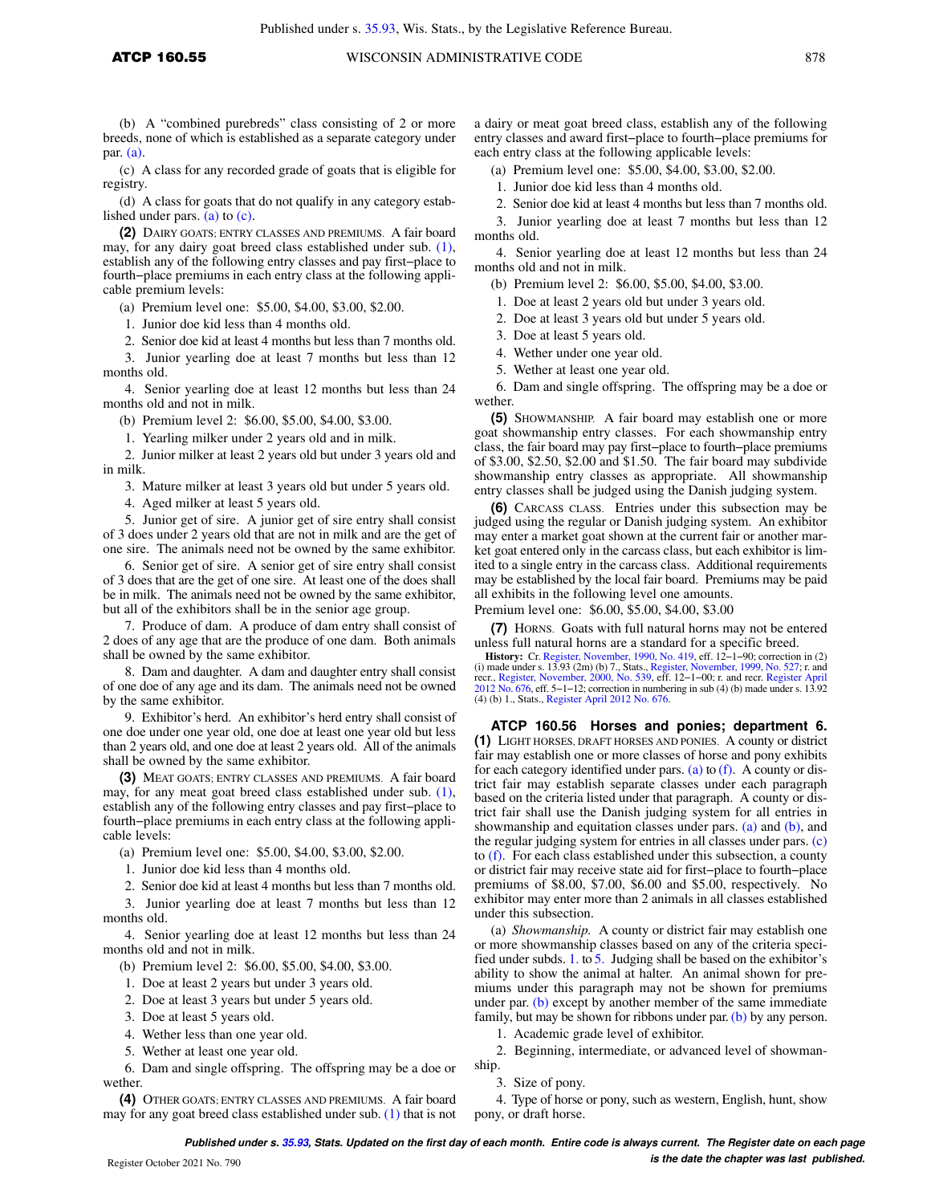(b) A "combined purebreds" class consisting of 2 or more breeds, none of which is established as a separate category under par. (a).

(c) A class for any recorded grade of goats that is eligible for registry.

(d) A class for goats that do not qualify in any category established under pars. (a) to (c).

**(2)** DAIRY GOATS; ENTRY CLASSES AND PREMIUMS. A fair board may, for any dairy goat breed class established under sub. (1), establish any of the following entry classes and pay first−place to fourth−place premiums in each entry class at the following applicable premium levels:

(a) Premium level one: $5.00, $4.00, $3.00, $2.00.

1. Junior doe kid less than 4 months old.

2. Senior doe kid at least 4 months but less than 7 months old.

3. Junior yearling doe at least 7 months but less than 12 months old.

4. Senior yearling doe at least 12 months but less than 24 months old and not in milk.

(b) Premium level 2: $6.00, $5.00, $4.00, $3.00.

1. Yearling milker under 2 years old and in milk.

2. Junior milker at least 2 years old but under 3 years old and in milk.

3. Mature milker at least 3 years old but under 5 years old.

4. Aged milker at least 5 years old.

5. Junior get of sire. A junior get of sire entry shall consist of 3 does under 2 years old that are not in milk and are the get of one sire. The animals need not be owned by the same exhibitor.

6. Senior get of sire. A senior get of sire entry shall consist of 3 does that are the get of one sire. At least one of the does shall be in milk. The animals need not be owned by the same exhibitor, but all of the exhibitors shall be in the senior age group.

7. Produce of dam. A produce of dam entry shall consist of 2 does of any age that are the produce of one dam. Both animals shall be owned by the same exhibitor.

8. Dam and daughter. A dam and daughter entry shall consist of one doe of any age and its dam. The animals need not be owned by the same exhibitor.

9. Exhibitor's herd. An exhibitor's herd entry shall consist of one doe under one year old, one doe at least one year old but less than 2 years old, and one doe at least 2 years old. All of the animals shall be owned by the same exhibitor.

**(3)** MEAT GOATS; ENTRY CLASSES AND PREMIUMS. A fair board may, for any meat goat breed class established under sub. (1), establish any of the following entry classes and pay first−place to fourth−place premiums in each entry class at the following applicable levels:

(a) Premium level one: $5.00, $4.00, $3.00, $2.00.

1. Junior doe kid less than 4 months old.

2. Senior doe kid at least 4 months but less than 7 months old.

3. Junior yearling doe at least 7 months but less than 12 months old.

4. Senior yearling doe at least 12 months but less than 24 months old and not in milk.

(b) Premium level 2: $6.00, $5.00, $4.00, $3.00.

1. Doe at least 2 years but under 3 years old.

2. Doe at least 3 years but under 5 years old.

3. Doe at least 5 years old.

4. Wether less than one year old.

5. Wether at least one year old.

6. Dam and single offspring. The offspring may be a doe or wether.

**(4)** OTHER GOATS; ENTRY CLASSES AND PREMIUMS. A fair board may for any goat breed class established under sub. (1) that is not a dairy or meat goat breed class, establish any of the following entry classes and award first−place to fourth−place premiums for each entry class at the following applicable levels:

(a) Premium level one: $5.00, $4.00, $3.00, $2.00.

1. Junior doe kid less than 4 months old.

2. Senior doe kid at least 4 months but less than 7 months old.

3. Junior yearling doe at least 7 months but less than 12 months old.

4. Senior yearling doe at least 12 months but less than 24 months old and not in milk.

(b) Premium level 2: $6.00, $5.00, $4.00, $3.00.

1. Doe at least 2 years old but under 3 years old.

2. Doe at least 3 years old but under 5 years old.

3. Doe at least 5 years old.

4. Wether under one year old.

5. Wether at least one year old.

6. Dam and single offspring. The offspring may be a doe or wether.

**(5)** SHOWMANSHIP. A fair board may establish one or more goat showmanship entry classes. For each showmanship entry class, the fair board may pay first−place to fourth−place premiums of $3.00, $2.50, $2.00 and $1.50. The fair board may subdivide showmanship entry classes as appropriate. All showmanship entry classes shall be judged using the Danish judging system.

**(6)** CARCASS CLASS. Entries under this subsection may be judged using the regular or Danish judging system. An exhibitor may enter a market goat shown at the current fair or another market goat entered only in the carcass class, but each exhibitor is limited to a single entry in the carcass class. Additional requirements may be established by the local fair board. Premiums may be paid all exhibits in the following level one amounts.

Premium level one: $6.00, $5.00, $4.00, $3.00

**(7)** HORNS. Goats with full natural horns may not be entered unless full natural horns are a standard for a specific breed.

**History:** Cr. Register, November, 1990, No. 419, eff. 12−1−90; correction in (2) (i) made under s. 13.93 (2m) (b) 7., Stats., Register, November, 1999, No. 527; r. and recr., Register, November, 2000, No. 539, eff. 12−1−00; r. and recr. Register April 2012 No. 676, eff. 5−1−12; correction in numbering in sub (4) (b) made under s. 13.92 (4) (b) 1., Stats., Register April 2012 No. 676.

**ATCP 160.56 Horses and ponies; department 6.**

**(1)** LIGHT HORSES, DRAFT HORSES AND PONIES. A county or district fair may establish one or more classes of horse and pony exhibits for each category identified under pars. (a) to (f). A county or district fair may establish separate classes under each paragraph based on the criteria listed under that paragraph. A county or district fair shall use the Danish judging system for all entries in showmanship and equitation classes under pars. (a) and (b), and the regular judging system for entries in all classes under pars. (c) to (f). For each class established under this subsection, a county or district fair may receive state aid for first−place to fourth−place premiums of $8.00, $7.00, $6.00 and $5.00, respectively. No exhibitor may enter more than 2 animals in all classes established under this subsection.

(a) *Showmanship.* A county or district fair may establish one or more showmanship classes based on any of the criteria specified under subds. 1. to 5. Judging shall be based on the exhibitor's ability to show the animal at halter. An animal shown for premiums under this paragraph may not be shown for premiums under par. (b) except by another member of the same immediate family, but may be shown for ribbons under par. (b) by any person.

1. Academic grade level of exhibitor.

2. Beginning, intermediate, or advanced level of showmanship.

3. Size of pony.

4. Type of horse or pony, such as western, English, hunt, show pony, or draft horse.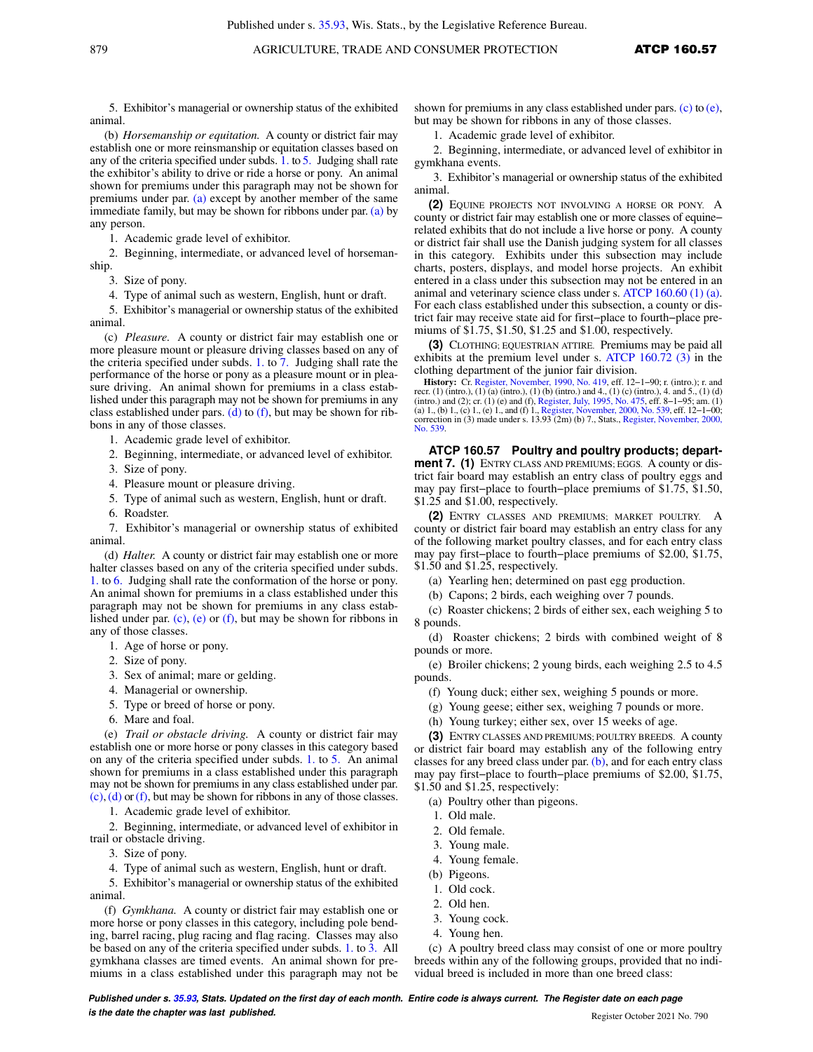5. Exhibitor's managerial or ownership status of the exhibited animal.

(b) *Horsemanship or equitation.* A county or district fair may establish one or more reinsmanship or equitation classes based on any of the criteria specified under subds. 1. to 5. Judging shall rate the exhibitor's ability to drive or ride a horse or pony. An animal shown for premiums under this paragraph may not be shown for premiums under par. (a) except by another member of the same immediate family, but may be shown for ribbons under par. (a) by any person.

1. Academic grade level of exhibitor.

2. Beginning, intermediate, or advanced level of horsemanship.

3. Size of pony.

4. Type of animal such as western, English, hunt or draft.

5. Exhibitor's managerial or ownership status of the exhibited animal.

(c) *Pleasure.* A county or district fair may establish one or more pleasure mount or pleasure driving classes based on any of the criteria specified under subds. 1. to 7. Judging shall rate the performance of the horse or pony as a pleasure mount or in pleasure driving. An animal shown for premiums in a class established under this paragraph may not be shown for premiums in any class established under pars. (d) to (f), but may be shown for ribbons in any of those classes.

1. Academic grade level of exhibitor.

2. Beginning, intermediate, or advanced level of exhibitor.

3. Size of pony.

4. Pleasure mount or pleasure driving.

5. Type of animal such as western, English, hunt or draft.

6. Roadster.

7. Exhibitor's managerial or ownership status of exhibited animal.

(d) *Halter.* A county or district fair may establish one or more halter classes based on any of the criteria specified under subds. 1. to 6. Judging shall rate the conformation of the horse or pony. An animal shown for premiums in a class established under this paragraph may not be shown for premiums in any class established under par. (c), (e) or (f), but may be shown for ribbons in any of those classes.

1. Age of horse or pony.

2. Size of pony.

3. Sex of animal; mare or gelding.

4. Managerial or ownership.

5. Type or breed of horse or pony.

6. Mare and foal.

(e) *Trail or obstacle driving.* A county or district fair may establish one or more horse or pony classes in this category based on any of the criteria specified under subds. 1. to 5. An animal shown for premiums in a class established under this paragraph may not be shown for premiums in any class established under par. (c), (d) or (f), but may be shown for ribbons in any of those classes.

1. Academic grade level of exhibitor.

2. Beginning, intermediate, or advanced level of exhibitor in trail or obstacle driving.

3. Size of pony.

4. Type of animal such as western, English, hunt or draft.

5. Exhibitor's managerial or ownership status of the exhibited animal.

(f) *Gymkhana.* A county or district fair may establish one or more horse or pony classes in this category, including pole bending, barrel racing, plug racing and flag racing. Classes may also be based on any of the criteria specified under subds. 1. to 3. All gymkhana classes are timed events. An animal shown for premiums in a class established under this paragraph may not be shown for premiums in any class established under pars. (c) to (e), but may be shown for ribbons in any of those classes.

1. Academic grade level of exhibitor.

2. Beginning, intermediate, or advanced level of exhibitor in gymkhana events.

3. Exhibitor's managerial or ownership status of the exhibited animal.

**(2)** EQUINE PROJECTS NOT INVOLVING A HORSE OR PONY. A county or district fair may establish one or more classes of equine–related exhibits that do not include a live horse or pony. A county or district fair shall use the Danish judging system for all classes in this category. Exhibits under this subsection may include charts, posters, displays, and model horse projects. An exhibit entered in a class under this subsection may not be entered in an animal and veterinary science class under s. ATCP 160.60 (1) (a). For each class established under this subsection, a county or district fair may receive state aid for first–place to fourth–place premiums of $1.75, $1.50, $1.25 and $1.00, respectively.

**(3)** CLOTHING; EQUESTRIAN ATTIRE. Premiums may be paid all exhibits at the premium level under s. ATCP 160.72 (3) in the clothing department of the junior fair division.

**History:** Cr. Register, November, 1990, No. 419, eff. 12–1–90; r. (intro.); r. and recr. (1) (intro.), (1) (a) (intro.), (1) (b) (intro.) and 4., (1) (c) (intro.), 4. and 5., (1) (d) (intro.) and (2); cr. (1) (e) and (f), Register, July, 1995, No. 475, eff. 8–1–95; am. (1) (a) 1., (b) 1., (c) 1., (e) 1., and (f) 1., Register, November, 2000, No. 539, eff. 12–1–00; correction in (3) made under s. 13.93 (2m) (b) 7., Stats., Register, November, 2000, No. 539.

### ATCP 160.57 Poultry and poultry products; department 7.

**(1)** ENTRY CLASS AND PREMIUMS; EGGS. A county or district fair board may establish an entry class of poultry eggs and may pay first–place to fourth–place premiums of $1.75, $1.50, $1.25 and $1.00, respectively.

**(2)** ENTRY CLASSES AND PREMIUMS; MARKET POULTRY. A county or district fair board may establish an entry class for any of the following market poultry classes, and for each entry class may pay first–place to fourth–place premiums of $2.00, $1.75, $1.50 and $1.25, respectively.

(a) Yearling hen; determined on past egg production.

(b) Capons; 2 birds, each weighing over 7 pounds.

(c) Roaster chickens; 2 birds of either sex, each weighing 5 to 8 pounds.

(d) Roaster chickens; 2 birds with combined weight of 8 pounds or more.

(e) Broiler chickens; 2 young birds, each weighing 2.5 to 4.5 pounds.

(f) Young duck; either sex, weighing 5 pounds or more.

(g) Young geese; either sex, weighing 7 pounds or more.

(h) Young turkey; either sex, over 15 weeks of age.

**(3)** ENTRY CLASSES AND PREMIUMS; POULTRY BREEDS. A county or district fair board may establish any of the following entry classes for any breed class under par. (b), and for each entry class may pay first–place to fourth–place premiums of $2.00, $1.75, $1.50 and $1.25, respectively:

(a) Poultry other than pigeons.

1. Old male.

2. Old female.

3. Young male.

4. Young female.

(b) Pigeons.

1. Old cock.

2. Old hen.

3. Young cock.

4. Young hen.

(c) A poultry breed class may consist of one or more poultry breeds within any of the following groups, provided that no individual breed is included in more than one breed class: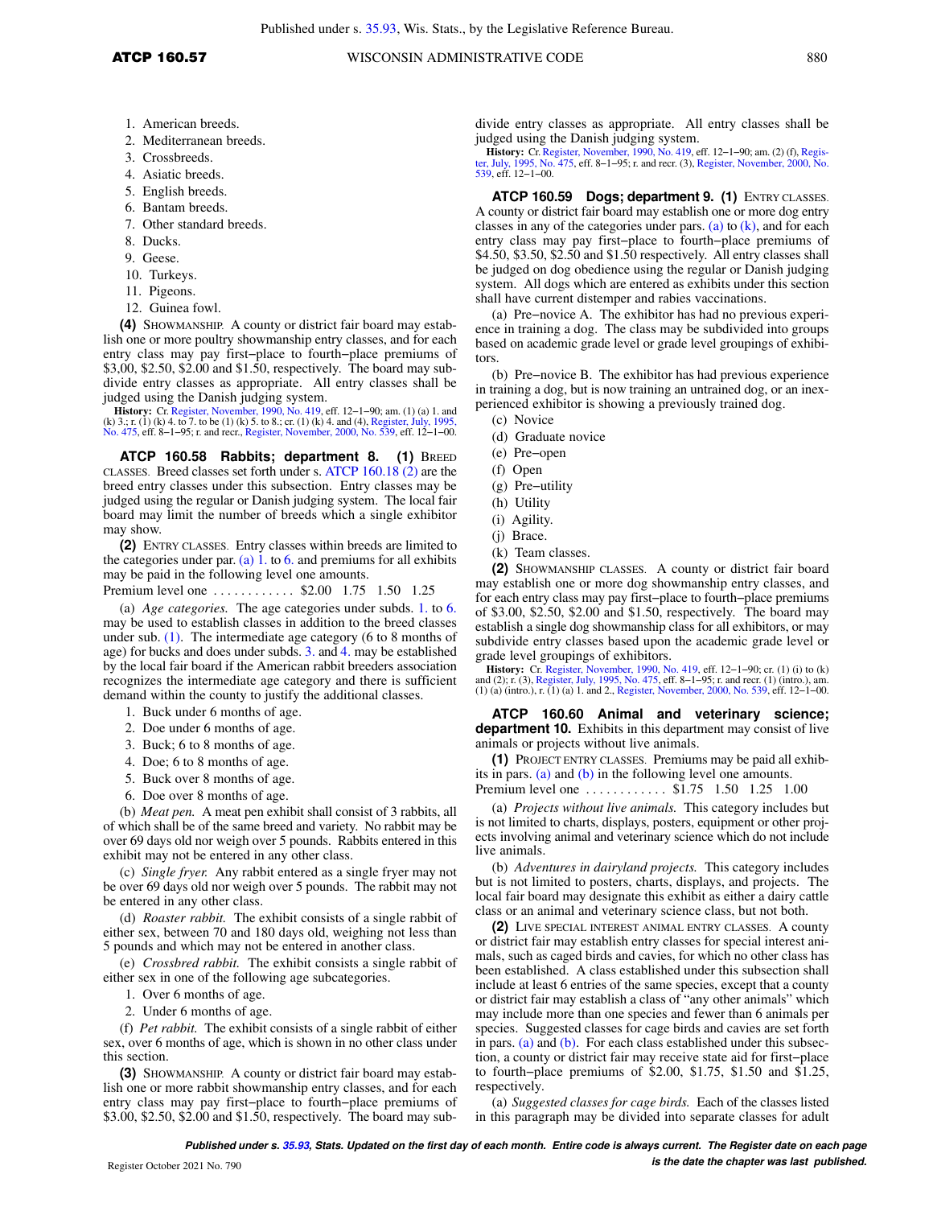1. American breeds.
2. Mediterranean breeds.
3. Crossbreeds.
4. Asiatic breeds.
5. English breeds.
6. Bantam breeds.
7. Other standard breeds.
8. Ducks.
9. Geese.
10. Turkeys.
11. Pigeons.
12. Guinea fowl.

**(4)** SHOWMANSHIP. A county or district fair board may establish one or more poultry showmanship entry classes, and for each entry class may pay first–place to fourth–place premiums of $3,00, $2.50, $2.00 and $1.50, respectively. The board may subdivide entry classes as appropriate. All entry classes shall be judged using the Danish judging system.

**History:** Cr. Register, November, 1990, No. 419, eff. 12–1–90; am. (1) (a) 1. and (k) 3.; r. (1) (k) 4. to 7. to be (1) (k) 5. to 8.; cr. (1) (k) 4. and (4), Register, July, 1995, No. 475, eff. 8–1–95; r. and recr., Register, November, 2000, No. 539, eff. 12–1–00.

**ATCP 160.58 Rabbits; department 8. (1)** BREED CLASSES. Breed classes set forth under s. ATCP 160.18 (2) are the breed entry classes under this subsection. Entry classes may be judged using the regular or Danish judging system. The local fair board may limit the number of breeds which a single exhibitor may show.

**(2)** ENTRY CLASSES. Entry classes within breeds are limited to the categories under par. (a) 1. to 6. and premiums for all exhibits may be paid in the following level one amounts.

Premium level one . . . . . . . . . . . . $2.00 1.75 1.50 1.25

(a) *Age categories.* The age categories under subds. 1. to 6. may be used to establish classes in addition to the breed classes under sub. (1). The intermediate age category (6 to 8 months of age) for bucks and does under subds. 3. and 4. may be established by the local fair board if the American rabbit breeders association recognizes the intermediate age category and there is sufficient demand within the county to justify the additional classes.

1. Buck under 6 months of age.
2. Doe under 6 months of age.
3. Buck; 6 to 8 months of age.
4. Doe; 6 to 8 months of age.
5. Buck over 8 months of age.
6. Doe over 8 months of age.

(b) *Meat pen.* A meat pen exhibit shall consist of 3 rabbits, all of which shall be of the same breed and variety. No rabbit may be over 69 days old nor weigh over 5 pounds. Rabbits entered in this exhibit may not be entered in any other class.

(c) *Single fryer.* Any rabbit entered as a single fryer may not be over 69 days old nor weigh over 5 pounds. The rabbit may not be entered in any other class.

(d) *Roaster rabbit.* The exhibit consists of a single rabbit of either sex, between 70 and 180 days old, weighing not less than 5 pounds and which may not be entered in another class.

(e) *Crossbred rabbit.* The exhibit consists a single rabbit of either sex in one of the following age subcategories.

1. Over 6 months of age.
2. Under 6 months of age.

(f) *Pet rabbit.* The exhibit consists of a single rabbit of either sex, over 6 months of age, which is shown in no other class under this section.

**(3)** SHOWMANSHIP. A county or district fair board may establish one or more rabbit showmanship entry classes, and for each entry class may pay first–place to fourth–place premiums of $3.00, $2.50, $2.00 and $1.50, respectively. The board may subdivide entry classes as appropriate. All entry classes shall be judged using the Danish judging system.

**History:** Cr. Register, November, 1990, No. 419, eff. 12–1–90; am. (2) (f), Register, July, 1995, No. 475, eff. 8–1–95; r. and recr. (3), Register, November, 2000, No. 539, eff. 12–1–00.

**ATCP 160.59 Dogs; department 9. (1)** ENTRY CLASSES. A county or district fair board may establish one or more dog entry classes in any of the categories under pars. (a) to (k), and for each entry class may pay first–place to fourth–place premiums of $4.50, $3.50, $2.50 and $1.50 respectively. All entry classes shall be judged on dog obedience using the regular or Danish judging system. All dogs which are entered as exhibits under this section shall have current distemper and rabies vaccinations.

(a) Pre–novice A. The exhibitor has had no previous experience in training a dog. The class may be subdivided into groups based on academic grade level or grade level groupings of exhibitors.

(b) Pre–novice B. The exhibitor has had previous experience in training a dog, but is now training an untrained dog, or an inexperienced exhibitor is showing a previously trained dog.

(c) Novice

(d) Graduate novice

(e) Pre–open

(f) Open

(g) Pre–utility

(h) Utility

(i) Agility.

(j) Brace.

(k) Team classes.

**(2)** SHOWMANSHIP CLASSES. A county or district fair board may establish one or more dog showmanship entry classes, and for each entry class may pay first–place to fourth–place premiums of $3.00, $2.50, $2.00 and $1.50, respectively. The board may establish a single dog showmanship class for all exhibitors, or may subdivide entry classes based upon the academic grade level or grade level groupings of exhibitors.

**History:** Cr. Register, November, 1990, No. 419, eff. 12–1–90; cr. (1) (i) to (k) and (2); r. (3), Register, July, 1995, No. 475, eff. 8–1–95; r. and recr. (1) (intro.), am. (1) (a) (intro.), r. (1) (a) 1. and 2., Register, November, 2000, No. 539, eff. 12–1–00.

**ATCP 160.60 Animal and veterinary science; department 10.** Exhibits in this department may consist of live animals or projects without live animals.

**(1)** PROJECT ENTRY CLASSES. Premiums may be paid all exhibits in pars. (a) and (b) in the following level one amounts.

Premium level one . . . . . . . . . . . . $1.75 1.50 1.25 1.00

(a) *Projects without live animals.* This category includes but is not limited to charts, displays, posters, equipment or other projects involving animal and veterinary science which do not include live animals.

(b) *Adventures in dairyland projects.* This category includes but is not limited to posters, charts, displays, and projects. The local fair board may designate this exhibit as either a dairy cattle class or an animal and veterinary science class, but not both.

**(2)** LIVE SPECIAL INTEREST ANIMAL ENTRY CLASSES. A county or district fair may establish entry classes for special interest animals, such as caged birds and cavies, for which no other class has been established. A class established under this subsection shall include at least 6 entries of the same species, except that a county or district fair may establish a class of "any other animals" which may include more than one species and fewer than 6 animals per species. Suggested classes for cage birds and cavies are set forth in pars. (a) and (b). For each class established under this subsection, a county or district fair may receive state aid for first–place to fourth–place premiums of $2.00, $1.75, $1.50 and $1.25, respectively.

(a) *Suggested classes for cage birds.* Each of the classes listed in this paragraph may be divided into separate classes for adult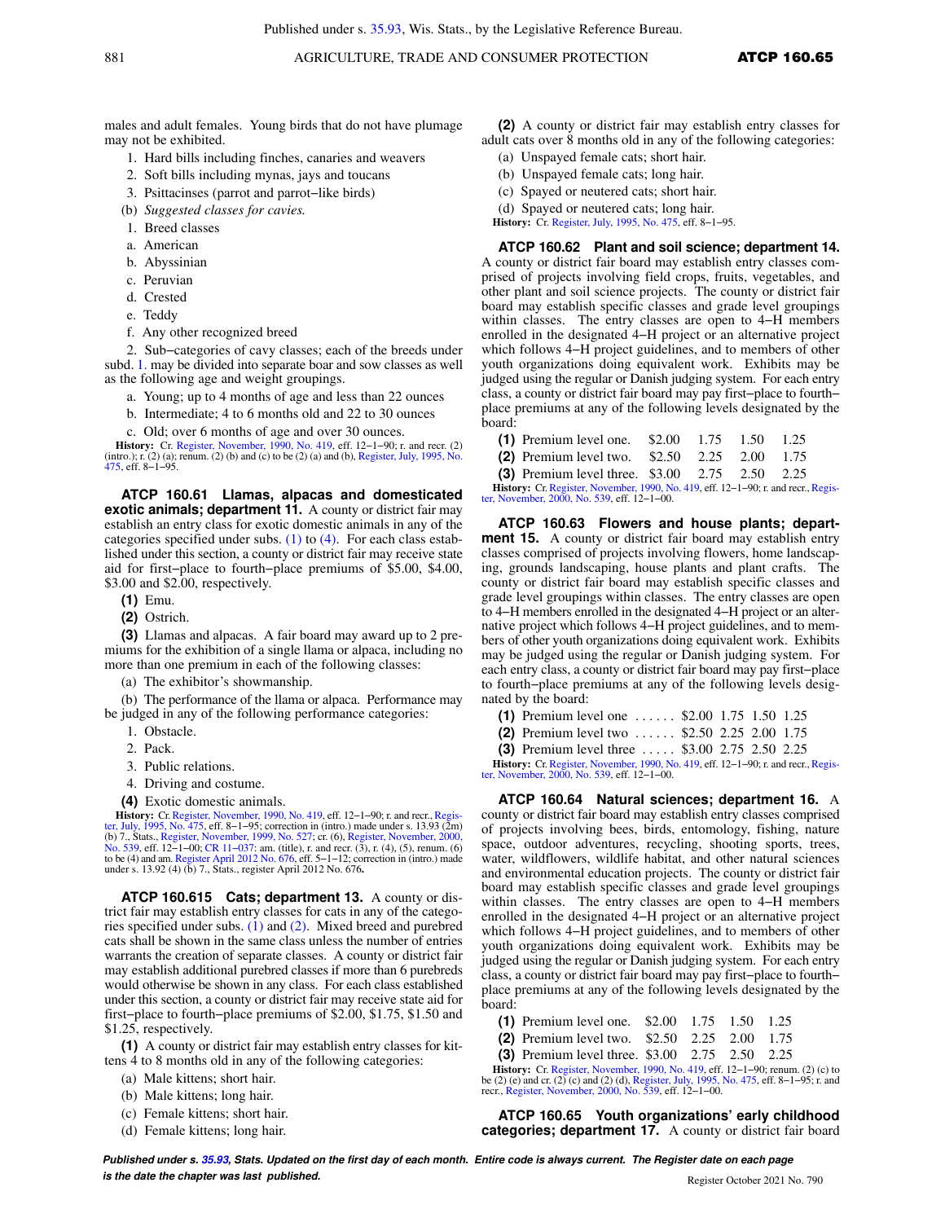males and adult females. Young birds that do not have plumage may not be exhibited.

1. Hard bills including finches, canaries and weavers

2. Soft bills including mynas, jays and toucans

3. Psittacinses (parrot and parrot−like birds)

(b) *Suggested classes for cavies.*

1. Breed classes

a. American

b. Abyssinian

c. Peruvian

d. Crested

e. Teddy

f. Any other recognized breed

2. Sub−categories of cavy classes; each of the breeds under subd. 1. may be divided into separate boar and sow classes as well as the following age and weight groupings.

a. Young; up to 4 months of age and less than 22 ounces

b. Intermediate; 4 to 6 months old and 22 to 30 ounces

c. Old; over 6 months of age and over 30 ounces.

**History:** Cr. Register, November, 1990, No. 419, eff. 12−1−90; r. and recr. (2) (intro.); r. (2) (a); renum. (2) (b) and (c) to be (2) (a) and (b), Register, July, 1995, No. 475, eff. 8−1−95.

**ATCP 160.61 Llamas, alpacas and domesticated exotic animals; department 11.** A county or district fair may establish an entry class for exotic domestic animals in any of the categories specified under subs. (1) to (4). For each class established under this section, a county or district fair may receive state aid for first−place to fourth−place premiums of $5.00, $4.00, $3.00 and $2.00, respectively.

**(1)** Emu.

**(2)** Ostrich.

**(3)** Llamas and alpacas. A fair board may award up to 2 premiums for the exhibition of a single llama or alpaca, including no more than one premium in each of the following classes:

(a) The exhibitor's showmanship.

(b) The performance of the llama or alpaca. Performance may be judged in any of the following performance categories:

1. Obstacle.

2. Pack.

3. Public relations.

4. Driving and costume.

**(4)** Exotic domestic animals.

**History:** Cr. Register, November, 1990, No. 419, eff. 12−1−90; r. and recr., Register, July, 1995, No. 475, eff. 8−1−95; correction in (intro.) made under s. 13.93 (2m) (b) 7., Stats., Register, November, 1999, No. 527; cr. (6), Register, November, 2000, No. 539, eff. 12−1−00; CR 11−037: am. (title), r. and recr. (3), r. (4), (5), renum. (6) to be (4) and am. Register April 2012 No. 676, eff. 5−1−12; correction in (intro.) made under s. 13.92 (4) (b) 7., Stats., register April 2012 No. 676.

**ATCP 160.615 Cats; department 13.** A county or district fair may establish entry classes for cats in any of the categories specified under subs. (1) and (2). Mixed breed and purebred cats shall be shown in the same class unless the number of entries warrants the creation of separate classes. A county or district fair may establish additional purebred classes if more than 6 purebreds would otherwise be shown in any class. For each class established under this section, a county or district fair may receive state aid for first−place to fourth−place premiums of $2.00, $1.75, $1.50 and $1.25, respectively.

**(1)** A county or district fair may establish entry classes for kittens 4 to 8 months old in any of the following categories:

(a) Male kittens; short hair.

(b) Male kittens; long hair.

(c) Female kittens; short hair.

(d) Female kittens; long hair.

**(2)** A county or district fair may establish entry classes for adult cats over 8 months old in any of the following categories:

(a) Unspayed female cats; short hair.

(b) Unspayed female cats; long hair.

(c) Spayed or neutered cats; short hair.

(d) Spayed or neutered cats; long hair.

**History:** Cr. Register, July, 1995, No. 475, eff. 8−1−95.

**ATCP 160.62 Plant and soil science; department 14.** A county or district fair board may establish entry classes comprised of projects involving field crops, fruits, vegetables, and other plant and soil science projects. The county or district fair board may establish specific classes and grade level groupings within classes. The entry classes are open to 4−H members enrolled in the designated 4−H project or an alternative project which follows 4−H project guidelines, and to members of other youth organizations doing equivalent work. Exhibits may be judged using the regular or Danish judging system. For each entry class, a county or district fair board may pay first−place to fourth−place premiums at any of the following levels designated by the board:

| | | | | |
|---|---|---|---|---|
| **(1)** Premium level one. | $2.00 | 1.75 | 1.50 | 1.25 |
| **(2)** Premium level two. | $2.50 | 2.25 | 2.00 | 1.75 |
| **(3)** Premium level three. | $3.00 | 2.75 | 2.50 | 2.25 |

**History:** Cr. Register, November, 1990, No. 419, eff. 12−1−90; r. and recr., Register, November, 2000, No. 539, eff. 12−1−00.

**ATCP 160.63 Flowers and house plants; department 15.** A county or district fair board may establish entry classes comprised of projects involving flowers, home landscaping, grounds landscaping, house plants and plant crafts. The county or district fair board may establish specific classes and grade level groupings within classes. The entry classes are open to 4−H members enrolled in the designated 4−H project or an alternative project which follows 4−H project guidelines, and to members of other youth organizations doing equivalent work. Exhibits may be judged using the regular or Danish judging system. For each entry class, a county or district fair board may pay first−place to fourth−place premiums at any of the following levels designated by the board:

| | | | | |
|---|---|---|---|---|
| **(1)** Premium level one | $2.00 | 1.75 | 1.50 | 1.25 |
| **(2)** Premium level two | $2.50 | 2.25 | 2.00 | 1.75 |
| **(3)** Premium level three | $3.00 | 2.75 | 2.50 | 2.25 |

**History:** Cr. Register, November, 1990, No. 419, eff. 12−1−90; r. and recr., Register, November, 2000, No. 539, eff. 12−1−00.

**ATCP 160.64 Natural sciences; department 16.** A county or district fair board may establish entry classes comprised of projects involving bees, birds, entomology, fishing, nature space, outdoor adventures, recycling, shooting sports, trees, water, wildflowers, wildlife habitat, and other natural sciences and environmental education projects. The county or district fair board may establish specific classes and grade level groupings within classes. The entry classes are open to 4−H members enrolled in the designated 4−H project or an alternative project which follows 4−H project guidelines, and to members of other youth organizations doing equivalent work. Exhibits may be judged using the regular or Danish judging system. For each entry class, a county or district fair board may pay first−place to fourth−place premiums at any of the following levels designated by the board:

| | | | | |
|---|---|---|---|---|
| **(1)** Premium level one. | $2.00 | 1.75 | 1.50 | 1.25 |
| **(2)** Premium level two. | $2.50 | 2.25 | 2.00 | 1.75 |
| **(3)** Premium level three. | $3.00 | 2.75 | 2.50 | 2.25 |

**History:** Cr. Register, November, 1990, No. 419, eff. 12−1−90; renum. (2) (c) to be (2) (e) and cr. (2) (c) and (2) (d), Register, July, 1995, No. 475, eff. 8−1−95; r. and recr., Register, November, 2000, No. 539, eff. 12−1−00.

**ATCP 160.65 Youth organizations' early childhood categories; department 17.** A county or district fair board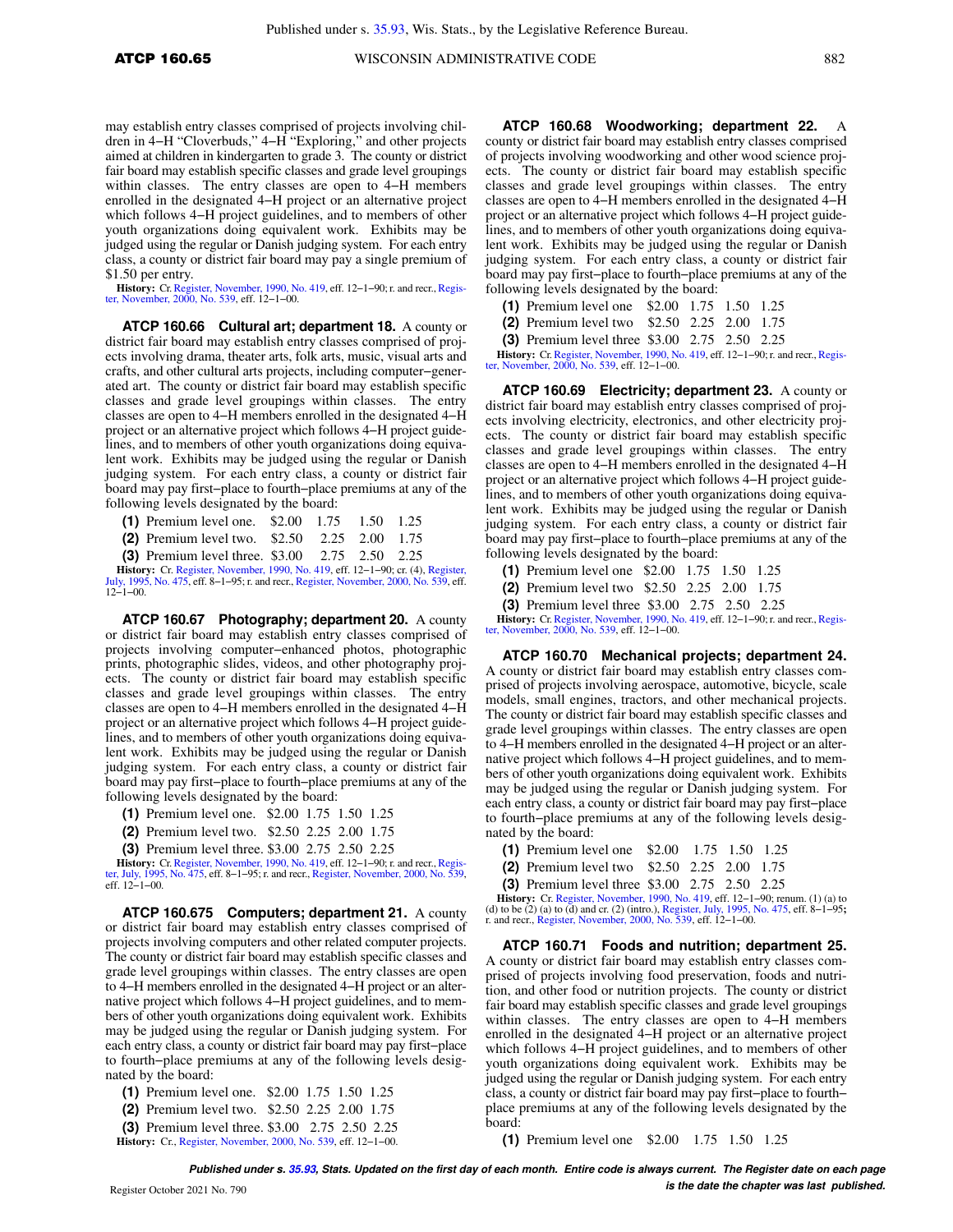may establish entry classes comprised of projects involving children in 4−H "Cloverbuds," 4−H "Exploring," and other projects aimed at children in kindergarten to grade 3. The county or district fair board may establish specific classes and grade level groupings within classes. The entry classes are open to 4−H members enrolled in the designated 4−H project or an alternative project which follows 4−H project guidelines, and to members of other youth organizations doing equivalent work. Exhibits may be judged using the regular or Danish judging system. For each entry class, a county or district fair board may pay a single premium of $1.50 per entry.

**History:** Cr. Register, November, 1990, No. 419, eff. 12−1−90; r. and recr., Register, November, 2000, No. 539, eff. 12−1−00.

**ATCP 160.66 Cultural art; department 18.** A county or district fair board may establish entry classes comprised of projects involving drama, theater arts, folk arts, music, visual arts and crafts, and other cultural arts projects, including computer−generated art. The county or district fair board may establish specific classes and grade level groupings within classes. The entry classes are open to 4−H members enrolled in the designated 4−H project or an alternative project which follows 4−H project guidelines, and to members of other youth organizations doing equivalent work. Exhibits may be judged using the regular or Danish judging system. For each entry class, a county or district fair board may pay first−place to fourth−place premiums at any of the following levels designated by the board:

**(1)** Premium level one. $2.00 1.75 1.50 1.25

**(2)** Premium level two. $2.50 2.25 2.00 1.75

**(3)** Premium level three. $3.00 2.75 2.50 2.25

**History:** Cr. Register, November, 1990, No. 419, eff. 12−1−90; cr. (4), Register, July, 1995, No. 475, eff. 8−1−95; r. and recr., Register, November, 2000, No. 539, eff. 12−1−00.

**ATCP 160.67 Photography; department 20.** A county or district fair board may establish entry classes comprised of projects involving computer−enhanced photos, photographic prints, photographic slides, videos, and other photography projects. The county or district fair board may establish specific classes and grade level groupings within classes. The entry classes are open to 4−H members enrolled in the designated 4−H project or an alternative project which follows 4−H project guidelines, and to members of other youth organizations doing equivalent work. Exhibits may be judged using the regular or Danish judging system. For each entry class, a county or district fair board may pay first−place to fourth−place premiums at any of the following levels designated by the board:

**(1)** Premium level one. $2.00 1.75 1.50 1.25

**(2)** Premium level two. $2.50 2.25 2.00 1.75

**(3)** Premium level three. $3.00 2.75 2.50 2.25

**History:** Cr. Register, November, 1990, No. 419, eff. 12−1−90; r. and recr., Register, July, 1995, No. 475, eff. 8−1−95; r. and recr., Register, November, 2000, No. 539, eff. 12−1−00.

**ATCP 160.675 Computers; department 21.** A county or district fair board may establish entry classes comprised of projects involving computers and other related computer projects. The county or district fair board may establish specific classes and grade level groupings within classes. The entry classes are open to 4−H members enrolled in the designated 4−H project or an alternative project which follows 4−H project guidelines, and to members of other youth organizations doing equivalent work. Exhibits may be judged using the regular or Danish judging system. For each entry class, a county or district fair board may pay first−place to fourth−place premiums at any of the following levels designated by the board:

**(1)** Premium level one. $2.00 1.75 1.50 1.25

**(2)** Premium level two. $2.50 2.25 2.00 1.75

**(3)** Premium level three. $3.00 2.75 2.50 2.25

**History:** Cr., Register, November, 2000, No. 539, eff. 12−1−00.

**ATCP 160.68 Woodworking; department 22.** A county or district fair board may establish entry classes comprised of projects involving woodworking and other wood science projects. The county or district fair board may establish specific classes and grade level groupings within classes. The entry classes are open to 4−H members enrolled in the designated 4−H project or an alternative project which follows 4−H project guidelines, and to members of other youth organizations doing equivalent work. Exhibits may be judged using the regular or Danish judging system. For each entry class, a county or district fair board may pay first−place to fourth−place premiums at any of the following levels designated by the board:

**(1)** Premium level one $2.00 1.75 1.50 1.25

**(2)** Premium level two $2.50 2.25 2.00 1.75

**(3)** Premium level three $3.00 2.75 2.50 2.25

**History:** Cr. Register, November, 1990, No. 419, eff. 12−1−90; r. and recr., Register, November, 2000, No. 539, eff. 12−1−00.

**ATCP 160.69 Electricity; department 23.** A county or district fair board may establish entry classes comprised of projects involving electricity, electronics, and other electricity projects. The county or district fair board may establish specific classes and grade level groupings within classes. The entry classes are open to 4−H members enrolled in the designated 4−H project or an alternative project which follows 4−H project guidelines, and to members of other youth organizations doing equivalent work. Exhibits may be judged using the regular or Danish judging system. For each entry class, a county or district fair board may pay first−place to fourth−place premiums at any of the following levels designated by the board:

**(1)** Premium level one $2.00 1.75 1.50 1.25

**(2)** Premium level two $2.50 2.25 2.00 1.75

**(3)** Premium level three $3.00 2.75 2.50 2.25

**History:** Cr. Register, November, 1990, No. 419, eff. 12−1−90; r. and recr., Register, November, 2000, No. 539, eff. 12−1−00.

**ATCP 160.70 Mechanical projects; department 24.** A county or district fair board may establish entry classes comprised of projects involving aerospace, automotive, bicycle, scale models, small engines, tractors, and other mechanical projects. The county or district fair board may establish specific classes and grade level groupings within classes. The entry classes are open to 4−H members enrolled in the designated 4−H project or an alternative project which follows 4−H project guidelines, and to members of other youth organizations doing equivalent work. Exhibits may be judged using the regular or Danish judging system. For each entry class, a county or district fair board may pay first−place to fourth−place premiums at any of the following levels designated by the board:

**(1)** Premium level one $2.00 1.75 1.50 1.25

**(2)** Premium level two $2.50 2.25 2.00 1.75

**(3)** Premium level three $3.00 2.75 2.50 2.25

**History:** Cr. Register, November, 1990, No. 419, eff. 12−1−90; renum. (1) (a) to (d) to be (2) (a) to (d) and cr. (2) (intro.), Register, July, 1995, No. 475, eff. 8−1−95; r. and recr., Register, November, 2000, No. 539, eff. 12−1−00.

**ATCP 160.71 Foods and nutrition; department 25.** A county or district fair board may establish entry classes comprised of projects involving food preservation, foods and nutrition, and other food or nutrition projects. The county or district fair board may establish specific classes and grade level groupings within classes. The entry classes are open to 4−H members enrolled in the designated 4−H project or an alternative project which follows 4−H project guidelines, and to members of other youth organizations doing equivalent work. Exhibits may be judged using the regular or Danish judging system. For each entry class, a county or district fair board may pay first−place to fourth−place premiums at any of the following levels designated by the board:

**(1)** Premium level one $2.00 1.75 1.50 1.25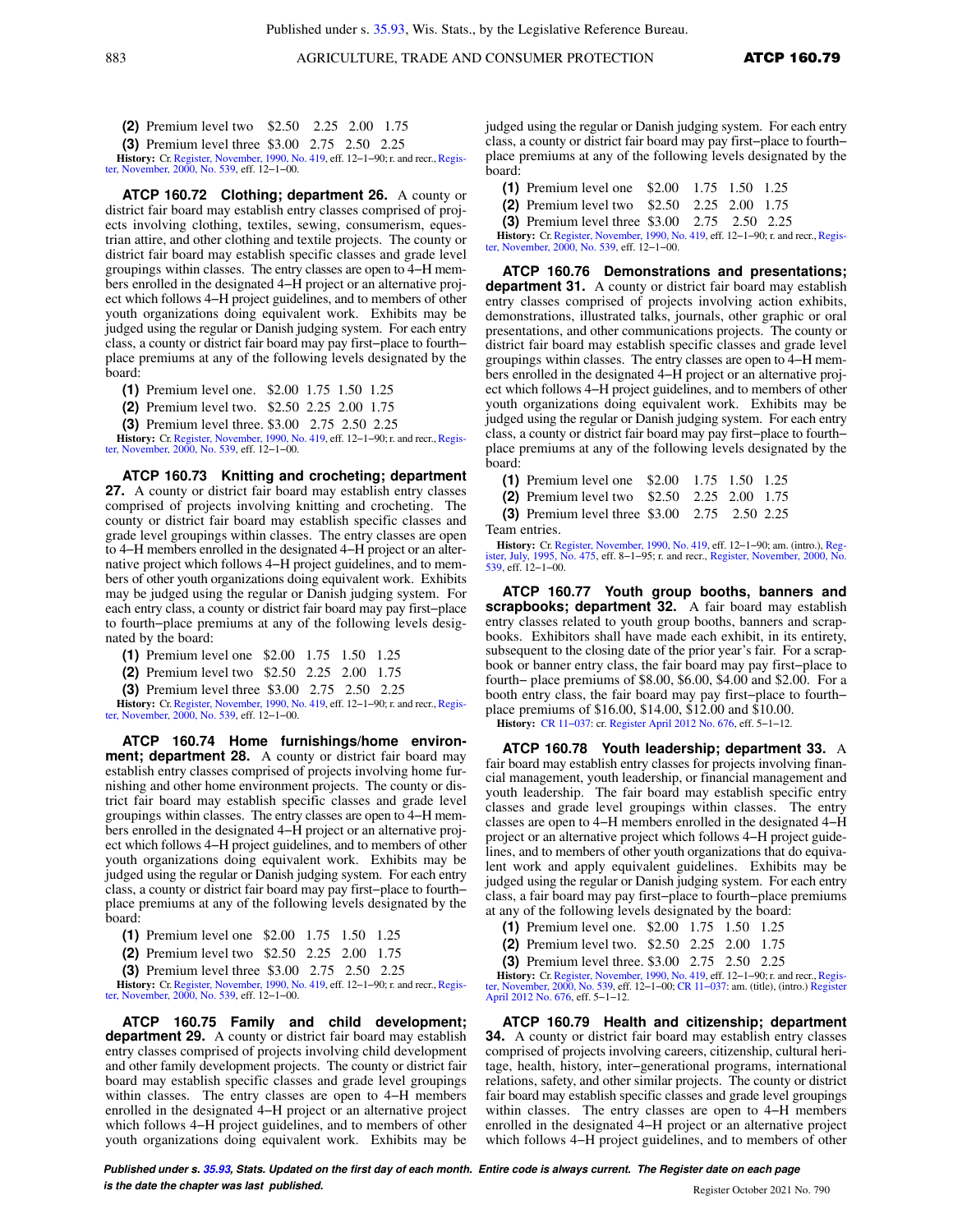(2) Premium level two $2.50 2.25 2.00 1.75

(3) Premium level three $3.00 2.75 2.50 2.25

**History:** Cr. Register, November, 1990, No. 419, eff. 12−1−90; r. and recr., Register, November, 2000, No. 539, eff. 12−1−00.

**ATCP 160.72 Clothing; department 26.** A county or district fair board may establish entry classes comprised of projects involving clothing, textiles, sewing, consumerism, equestrian attire, and other clothing and textile projects. The county or district fair board may establish specific classes and grade level groupings within classes. The entry classes are open to 4−H members enrolled in the designated 4−H project or an alternative project which follows 4−H project guidelines, and to members of other youth organizations doing equivalent work. Exhibits may be judged using the regular or Danish judging system. For each entry class, a county or district fair board may pay first−place to fourth−place premiums at any of the following levels designated by the board:

(1) Premium level one. $2.00 1.75 1.50 1.25

(2) Premium level two. $2.50 2.25 2.00 1.75

(3) Premium level three. $3.00 2.75 2.50 2.25

**History:** Cr. Register, November, 1990, No. 419, eff. 12−1−90; r. and recr., Register, November, 2000, No. 539, eff. 12−1−00.

**ATCP 160.73 Knitting and crocheting; department 27.** A county or district fair board may establish entry classes comprised of projects involving knitting and crocheting. The county or district fair board may establish specific classes and grade level groupings within classes. The entry classes are open to 4−H members enrolled in the designated 4−H project or an alternative project which follows 4−H project guidelines, and to members of other youth organizations doing equivalent work. Exhibits may be judged using the regular or Danish judging system. For each entry class, a county or district fair board may pay first−place to fourth−place premiums at any of the following levels designated by the board:

(1) Premium level one $2.00 1.75 1.50 1.25

(2) Premium level two $2.50 2.25 2.00 1.75

(3) Premium level three $3.00 2.75 2.50 2.25

**History:** Cr. Register, November, 1990, No. 419, eff. 12−1−90; r. and recr., Register, November, 2000, No. 539, eff. 12−1−00.

**ATCP 160.74 Home furnishings/home environment; department 28.** A county or district fair board may establish entry classes comprised of projects involving home furnishing and other home environment projects. The county or district fair board may establish specific classes and grade level groupings within classes. The entry classes are open to 4−H members enrolled in the designated 4−H project or an alternative project which follows 4−H project guidelines, and to members of other youth organizations doing equivalent work. Exhibits may be judged using the regular or Danish judging system. For each entry class, a county or district fair board may pay first−place to fourth−place premiums at any of the following levels designated by the board:

(1) Premium level one $2.00 1.75 1.50 1.25

(2) Premium level two $2.50 2.25 2.00 1.75

(3) Premium level three $3.00 2.75 2.50 2.25

**History:** Cr. Register, November, 1990, No. 419, eff. 12−1−90; r. and recr., Register, November, 2000, No. 539, eff. 12−1−00.

**ATCP 160.75 Family and child development; department 29.** A county or district fair board may establish entry classes comprised of projects involving child development and other family development projects. The county or district fair board may establish specific classes and grade level groupings within classes. The entry classes are open to 4−H members enrolled in the designated 4−H project or an alternative project which follows 4−H project guidelines, and to members of other youth organizations doing equivalent work. Exhibits may be judged using the regular or Danish judging system. For each entry class, a county or district fair board may pay first−place to fourth−place premiums at any of the following levels designated by the board:

(1) Premium level one $2.00 1.75 1.50 1.25

(2) Premium level two $2.50 2.25 2.00 1.75

(3) Premium level three $3.00 2.75 2.50 2.25

**History:** Cr. Register, November, 1990, No. 419, eff. 12−1−90; r. and recr., Register, November, 2000, No. 539, eff. 12−1−00.

**ATCP 160.76 Demonstrations and presentations; department 31.** A county or district fair board may establish entry classes comprised of projects involving action exhibits, demonstrations, illustrated talks, journals, other graphic or oral presentations, and other communications projects. The county or district fair board may establish specific classes and grade level groupings within classes. The entry classes are open to 4−H members enrolled in the designated 4−H project or an alternative project which follows 4−H project guidelines, and to members of other youth organizations doing equivalent work. Exhibits may be judged using the regular or Danish judging system. For each entry class, a county or district fair board may pay first−place to fourth−place premiums at any of the following levels designated by the board:

(1) Premium level one $2.00 1.75 1.50 1.25

(2) Premium level two $2.50 2.25 2.00 1.75

(3) Premium level three $3.00 2.75 2.50 2.25

Team entries.

**History:** Cr. Register, November, 1990, No. 419, eff. 12−1−90; am. (intro.), Register, July, 1995, No. 475, eff. 8−1−95; r. and recr., Register, November, 2000, No. 539, eff. 12−1−00.

**ATCP 160.77 Youth group booths, banners and scrapbooks; department 32.** A fair board may establish entry classes related to youth group booths, banners and scrapbooks. Exhibitors shall have made each exhibit, in its entirety, subsequent to the closing date of the prior year's fair. For a scrapbook or banner entry class, the fair board may pay first−place to fourth− place premiums of $8.00, $6.00, $4.00 and $2.00. For a booth entry class, the fair board may pay first−place to fourth−place premiums of $16.00, $14.00, $12.00 and $10.00.

**History:** CR 11−037: cr. Register April 2012 No. 676, eff. 5−1−12.

**ATCP 160.78 Youth leadership; department 33.** A fair board may establish entry classes for projects involving financial management, youth leadership, or financial management and youth leadership. The fair board may establish specific entry classes and grade level groupings within classes. The entry classes are open to 4−H members enrolled in the designated 4−H project or an alternative project which follows 4−H project guidelines, and to members of other youth organizations that do equivalent work and apply equivalent guidelines. Exhibits may be judged using the regular or Danish judging system. For each entry class, a fair board may pay first−place to fourth−place premiums at any of the following levels designated by the board:

(1) Premium level one. $2.00 1.75 1.50 1.25

(2) Premium level two. $2.50 2.25 2.00 1.75

(3) Premium level three. $3.00 2.75 2.50 2.25

**History:** Cr. Register, November, 1990, No. 419, eff. 12−1−90; r. and recr., Register, November, 2000, No. 539, eff. 12−1−00; CR 11−037: am. (title), (intro.) Register April 2012 No. 676, eff. 5−1−12.

**ATCP 160.79 Health and citizenship; department 34.** A county or district fair board may establish entry classes comprised of projects involving careers, citizenship, cultural heritage, health, history, inter−generational programs, international relations, safety, and other similar projects. The county or district fair board may establish specific classes and grade level groupings within classes. The entry classes are open to 4−H members enrolled in the designated 4−H project or an alternative project which follows 4−H project guidelines, and to members of other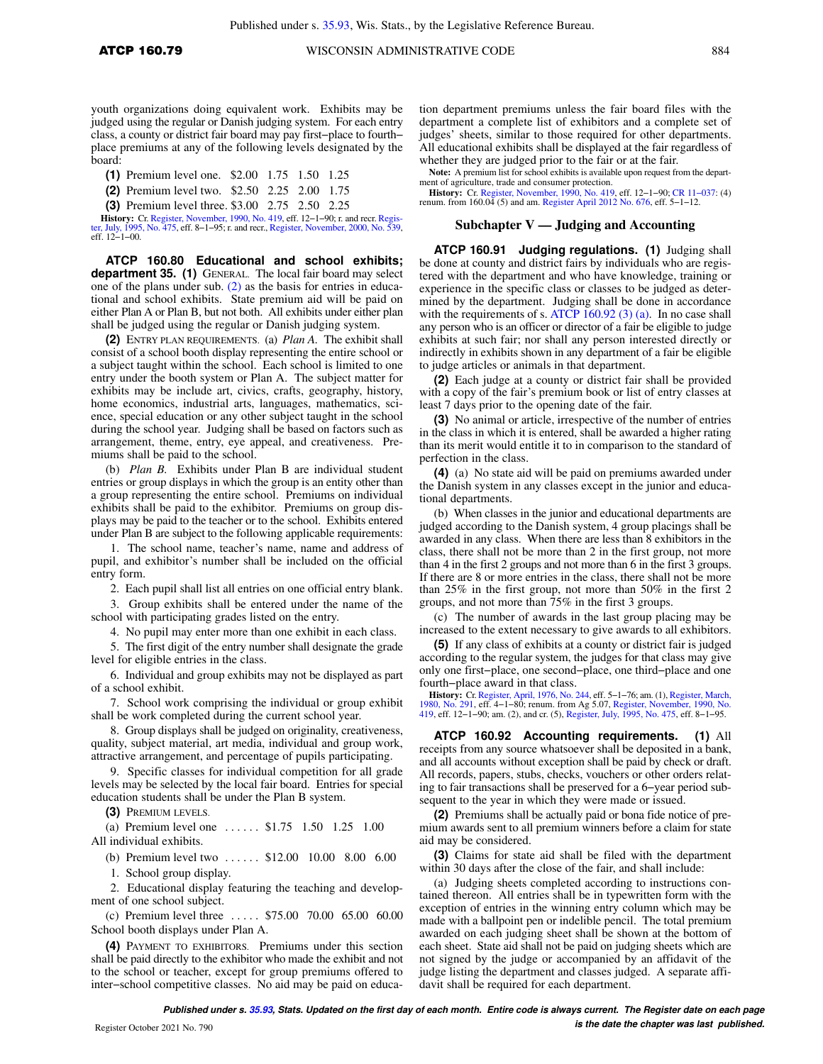youth organizations doing equivalent work. Exhibits may be judged using the regular or Danish judging system. For each entry class, a county or district fair board may pay first–place to fourth–place premiums at any of the following levels designated by the board:

**(1)** Premium level one. $2.00 1.75 1.50 1.25

**(2)** Premium level two. $2.50 2.25 2.00 1.75

**(3)** Premium level three. $3.00 2.75 2.50 2.25

**History:** Cr. Register, November, 1990, No. 419, eff. 12–1–90; r. and recr. Register, July, 1995, No. 475, eff. 8–1–95; r. and recr., Register, November, 2000, No. 539, eff. 12–1–00.

**ATCP 160.80 Educational and school exhibits; department 35. (1)** GENERAL. The local fair board may select one of the plans under sub. (2) as the basis for entries in educational and school exhibits. State premium aid will be paid on either Plan A or Plan B, but not both. All exhibits under either plan shall be judged using the regular or Danish judging system.

**(2)** ENTRY PLAN REQUIREMENTS. (a) *Plan A.* The exhibit shall consist of a school booth display representing the entire school or a subject taught within the school. Each school is limited to one entry under the booth system or Plan A. The subject matter for exhibits may be include art, civics, crafts, geography, history, home economics, industrial arts, languages, mathematics, science, special education or any other subject taught in the school during the school year. Judging shall be based on factors such as arrangement, theme, entry, eye appeal, and creativeness. Premiums shall be paid to the school.

(b) *Plan B.* Exhibits under Plan B are individual student entries or group displays in which the group is an entity other than a group representing the entire school. Premiums on individual exhibits shall be paid to the exhibitor. Premiums on group displays may be paid to the teacher or to the school. Exhibits entered under Plan B are subject to the following applicable requirements:

1. The school name, teacher's name, name and address of pupil, and exhibitor's number shall be included on the official entry form.

2. Each pupil shall list all entries on one official entry blank.

3. Group exhibits shall be entered under the name of the school with participating grades listed on the entry.

4. No pupil may enter more than one exhibit in each class.

5. The first digit of the entry number shall designate the grade level for eligible entries in the class.

6. Individual and group exhibits may not be displayed as part of a school exhibit.

7. School work comprising the individual or group exhibit shall be work completed during the current school year.

8. Group displays shall be judged on originality, creativeness, quality, subject material, art media, individual and group work, attractive arrangement, and percentage of pupils participating.

9. Specific classes for individual competition for all grade levels may be selected by the local fair board. Entries for special education students shall be under the Plan B system.

**(3)** PREMIUM LEVELS.

(a) Premium level one ...... $1.75 1.50 1.25 1.00
All individual exhibits.

(b) Premium level two ...... $12.00 10.00 8.00 6.00

1. School group display.

2. Educational display featuring the teaching and development of one school subject.

(c) Premium level three ..... $75.00 70.00 65.00 60.00
School booth displays under Plan A.

**(4)** PAYMENT TO EXHIBITORS. Premiums under this section shall be paid directly to the exhibitor who made the exhibit and not to the school or teacher, except for group premiums offered to inter–school competitive classes. No aid may be paid on education department premiums unless the fair board files with the department of agriculture, trade and consumer protection a complete list of exhibitors and a complete set of judges' sheets, similar to those required for other departments. All educational exhibits shall be displayed at the fair regardless of whether they are judged prior to the fair or at the fair.

**Note:** A premium list for school exhibits is available upon request from the department of agriculture, trade and consumer protection.

**History:** Cr. Register, November, 1990, No. 419, eff. 12–1–90; CR 11–037: (4) renum. from 160.04 (5) and am. Register April 2012 No. 676, eff. 5–1–12.

## Subchapter V — Judging and Accounting

**ATCP 160.91 Judging regulations. (1)** Judging shall be done at county and district fairs by individuals who are registered with the department and who have knowledge, training or experience in the specific class or classes to be judged as determined by the department. Judging shall be done in accordance with the requirements of s. ATCP 160.92 (3) (a). In no case shall any person who is an officer or director of a fair be eligible to judge exhibits at such fair; nor shall any person interested directly or indirectly in exhibits shown in any department of a fair be eligible to judge articles or animals in that department.

**(2)** Each judge at a county or district fair shall be provided with a copy of the fair's premium book or list of entry classes at least 7 days prior to the opening date of the fair.

**(3)** No animal or article, irrespective of the number of entries in the class in which it is entered, shall be awarded a higher rating than its merit would entitle it to in comparison to the standard of perfection in the class.

**(4)** (a) No state aid will be paid on premiums awarded under the Danish system in any classes except in the junior and educational departments.

(b) When classes in the junior and educational departments are judged according to the Danish system, 4 group placings shall be awarded in any class. When there are less than 8 exhibitors in the class, there shall not be more than 2 in the first group, not more than 4 in the first 2 groups and not more than 6 in the first 3 groups. If there are 8 or more entries in the class, there shall not be more than 25% in the first group, not more than 50% in the first 2 groups, and not more than 75% in the first 3 groups.

(c) The number of awards in the last group placing may be increased to the extent necessary to give awards to all exhibitors.

**(5)** If any class of exhibits at a county or district fair is judged according to the regular system, the judges for that class may give only one first–place, one second–place, one third–place and one fourth–place award in that class.

**History:** Cr. Register, April, 1976, No. 244, eff. 5–1–76; am. (1), Register, March, 1980, No. 291, eff. 4–1–80; renum. from Ag 5.07, Register, November, 1990, No. 419, eff. 12–1–90; am. (2), and cr. (5), Register, July, 1995, No. 475, eff. 8–1–95.

**ATCP 160.92 Accounting requirements. (1)** All receipts from any source whatsoever shall be deposited in a bank, and all accounts without exception shall be paid by check or draft. All records, papers, stubs, checks, vouchers or other orders relating to fair transactions shall be preserved for a 6–year period subsequent to the year in which they were made or issued.

**(2)** Premiums shall be actually paid or bona fide notice of premium awards sent to all premium winners before a claim for state aid may be considered.

**(3)** Claims for state aid shall be filed with the department within 30 days after the close of the fair, and shall include:

(a) Judging sheets completed according to instructions contained thereon. All entries shall be in typewritten form with the exception of entries in the winning entry column which may be made with a ballpoint pen or indelible pencil. The total premium awarded on each judging sheet shall be shown at the bottom of each sheet. State aid shall not be paid on judging sheets which are not signed by the judge or accompanied by an affidavit of the judge listing the department and classes judged. A separate affidavit shall be required for each department.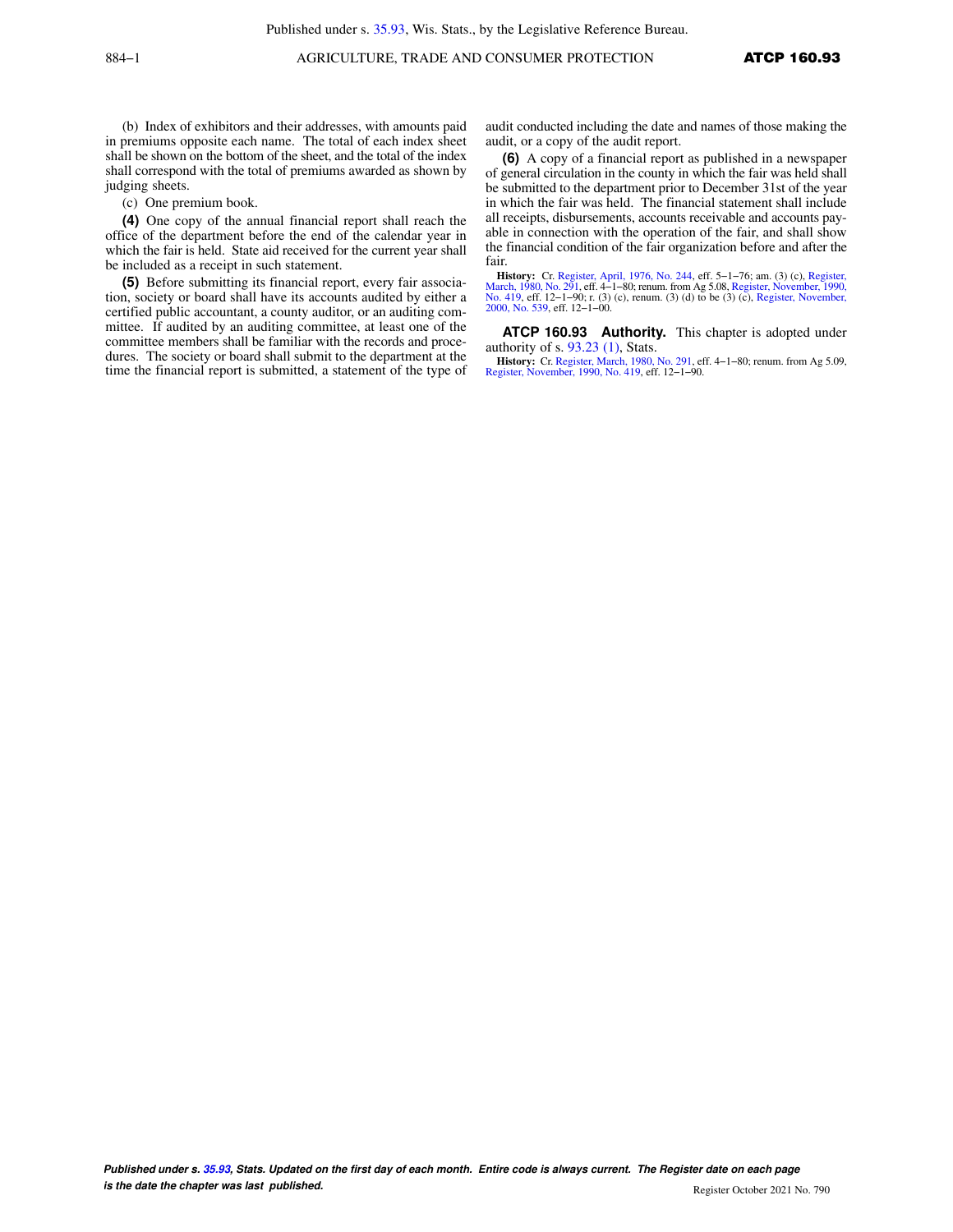(b) Index of exhibitors and their addresses, with amounts paid in premiums opposite each name. The total of each index sheet shall be shown on the bottom of the sheet, and the total of the index shall correspond with the total of premiums awarded as shown by judging sheets.

(c) One premium book.

**(4)** One copy of the annual financial report shall reach the office of the department before the end of the calendar year in which the fair is held. State aid received for the current year shall be included as a receipt in such statement.

**(5)** Before submitting its financial report, every fair association, society or board shall have its accounts audited by either a certified public accountant, a county auditor, or an auditing committee. If audited by an auditing committee, at least one of the committee members shall be familiar with the records and procedures. The society or board shall submit to the department at the time the financial report is submitted, a statement of the type of audit conducted including the date and names of those making the audit, or a copy of the audit report.

**(6)** A copy of a financial report as published in a newspaper of general circulation in the county in which the fair was held shall be submitted to the department prior to December 31st of the year in which the fair was held. The financial statement shall include all receipts, disbursements, accounts receivable and accounts payable in connection with the operation of the fair, and shall show the financial condition of the fair organization before and after the fair.

**History:** Cr. Register, April, 1976, No. 244, eff. 5−1−76; am. (3) (c), Register, March, 1980, No. 291, eff. 4−1−80; renum. from Ag 5.08, Register, November, 1990, No. 419, eff. 12−1−90; r. (3) (c), renum. (3) (d) to be (3) (c), Register, November, 2000, No. 539, eff. 12−1−00.

**ATCP 160.93 Authority.** This chapter is adopted under authority of s. 93.23 (1), Stats.

**History:** Cr. Register, March, 1980, No. 291, eff. 4−1−80; renum. from Ag 5.09, Register, November, 1990, No. 419, eff. 12−1−90.